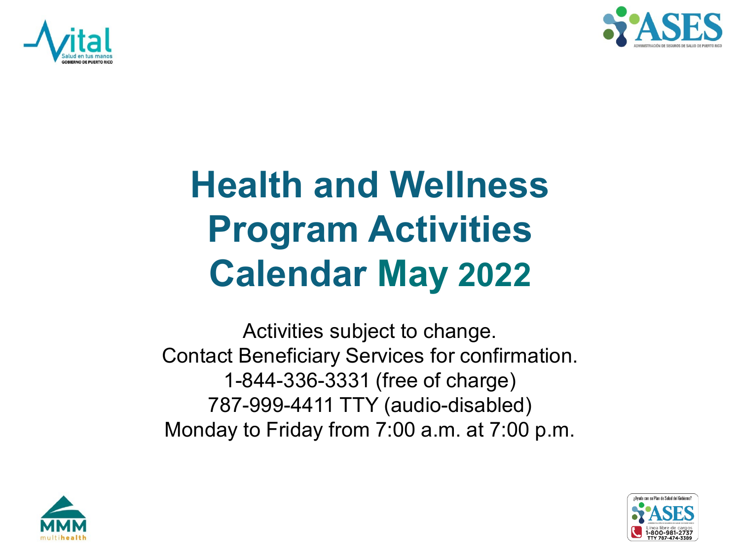# Health and Wellness Program Activities Calendar May 2022

Activities subject to change.
Contact Beneficiary Services for confirmation.
1-844-336-3331 (free of charge)
787-999-4411 TTY (audio-disabled)
Monday to Friday from 7:00 a.m. at 7:00 p.m.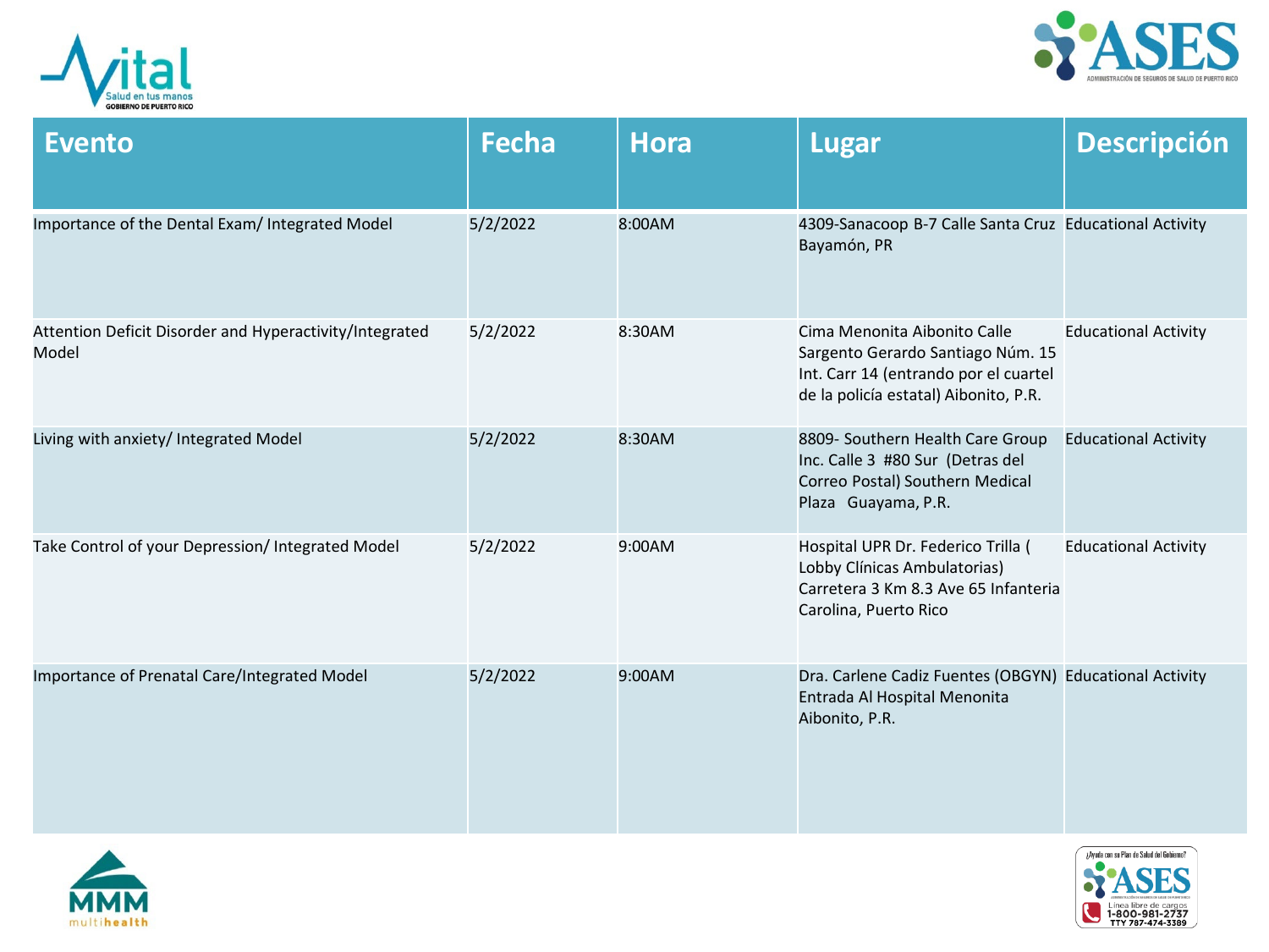| Evento | Fecha | Hora | Lugar | Descripción |
|---|---|---|---|---|
| Importance of the Dental Exam/ Integrated Model | 5/2/2022 | 8:00AM | 4309-Sanacoop B-7 Calle Santa Cruz Bayamón, PR | Educational Activity |
| Attention Deficit Disorder and Hyperactivity/Integrated Model | 5/2/2022 | 8:30AM | Cima Menonita Aibonito Calle Sargento Gerardo Santiago Núm. 15 Int. Carr 14 (entrando por el cuartel de la policía estatal) Aibonito, P.R. | Educational Activity |
| Living with anxiety/ Integrated Model | 5/2/2022 | 8:30AM | 8809- Southern Health Care Group Inc. Calle 3 #80 Sur (Detras del Correo Postal) Southern Medical Plaza Guayama, P.R. | Educational Activity |
| Take Control of your Depression/ Integrated Model | 5/2/2022 | 9:00AM | Hospital UPR Dr. Federico Trilla ( Lobby Clínicas Ambulatorias) Carretera 3 Km 8.3 Ave 65 Infanteria Carolina, Puerto Rico | Educational Activity |
| Importance of Prenatal Care/Integrated Model | 5/2/2022 | 9:00AM | Dra. Carlene Cadiz Fuentes (OBGYN) Entrada Al Hospital Menonita Aibonito, P.R. | Educational Activity |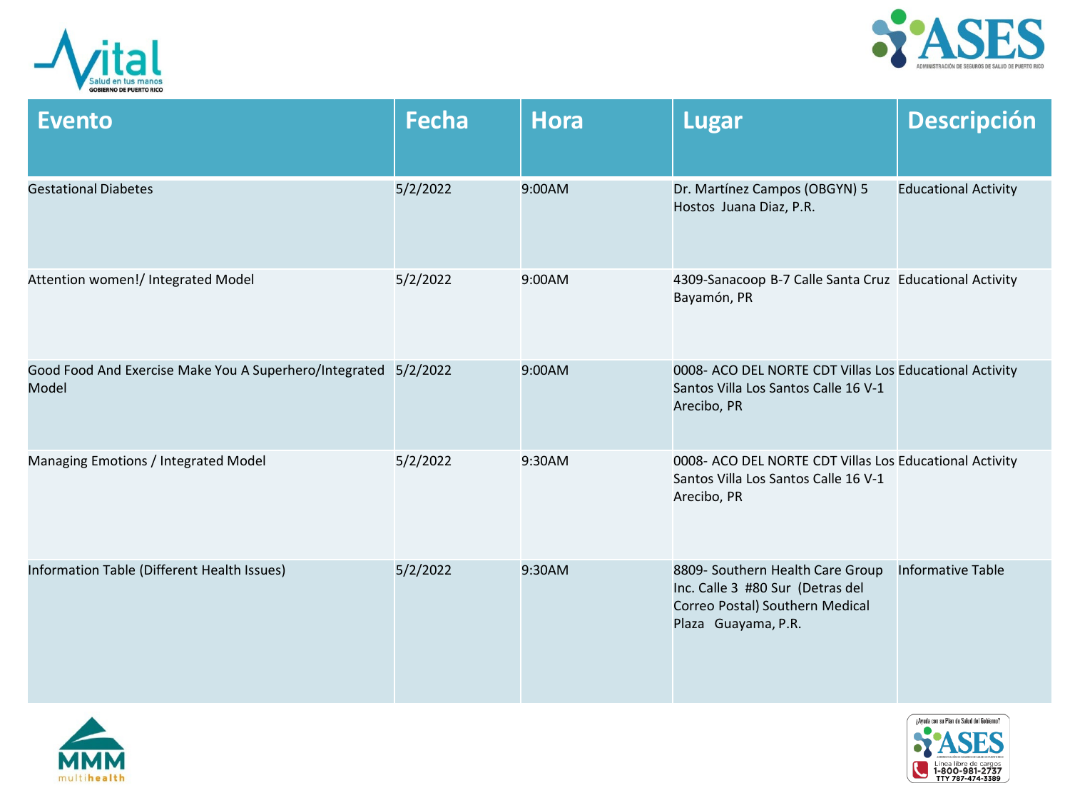| Evento | Fecha | Hora | Lugar | Descripción |
|---|---|---|---|---|
| Gestational Diabetes | 5/2/2022 | 9:00AM | Dr. Martínez Campos (OBGYN) 5 Hostos Juana Diaz, P.R. | Educational Activity |
| Attention women!/ Integrated Model | 5/2/2022 | 9:00AM | 4309-Sanacoop B-7 Calle Santa Cruz Bayamón, PR | Educational Activity |
| Good Food And Exercise Make You A Superhero/Integrated Model | 5/2/2022 | 9:00AM | 0008- ACO DEL NORTE CDT Villas Los Santos Villa Los Santos Calle 16 V-1 Arecibo, PR | Educational Activity |
| Managing Emotions / Integrated Model | 5/2/2022 | 9:30AM | 0008- ACO DEL NORTE CDT Villas Los Santos Villa Los Santos Calle 16 V-1 Arecibo, PR | Educational Activity |
| Information Table (Different Health Issues) | 5/2/2022 | 9:30AM | 8809- Southern Health Care Group Inc. Calle 3 #80 Sur (Detras del Correo Postal) Southern Medical Plaza Guayama, P.R. | Informative Table |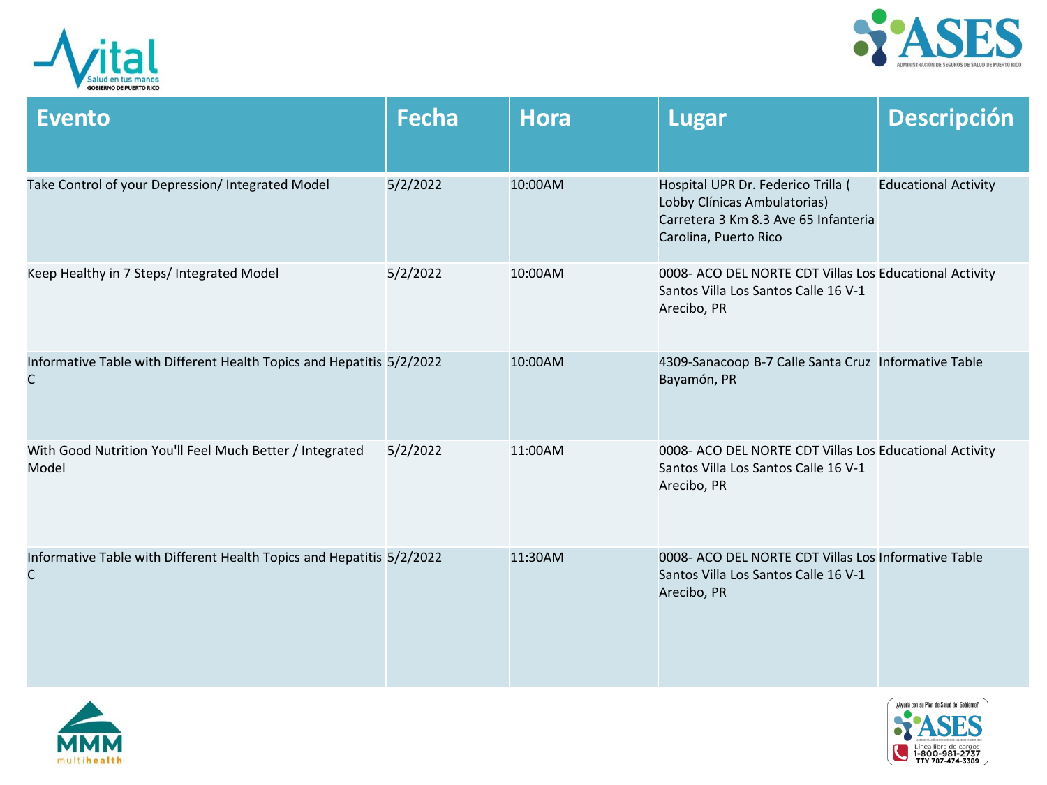| Evento | Fecha | Hora | Lugar | Descripción |
|---|---|---|---|---|
| Take Control of your Depression/ Integrated Model | 5/2/2022 | 10:00AM | Hospital UPR Dr. Federico Trilla ( Lobby Clínicas Ambulatorias) Carretera 3 Km 8.3 Ave 65 Infanteria Carolina, Puerto Rico | Educational Activity |
| Keep Healthy in 7 Steps/ Integrated Model | 5/2/2022 | 10:00AM | 0008- ACO DEL NORTE CDT Villas Los Santos Villa Los Santos Calle 16 V-1 Arecibo, PR | Educational Activity |
| Informative Table with Different Health Topics and Hepatitis C | 5/2/2022 | 10:00AM | 4309-Sanacoop B-7 Calle Santa Cruz Bayamón, PR | Informative Table |
| With Good Nutrition You'll Feel Much Better / Integrated Model | 5/2/2022 | 11:00AM | 0008- ACO DEL NORTE CDT Villas Los Santos Villa Los Santos Calle 16 V-1 Arecibo, PR | Educational Activity |
| Informative Table with Different Health Topics and Hepatitis C | 5/2/2022 | 11:30AM | 0008- ACO DEL NORTE CDT Villas Los Santos Villa Los Santos Calle 16 V-1 Arecibo, PR | Informative Table |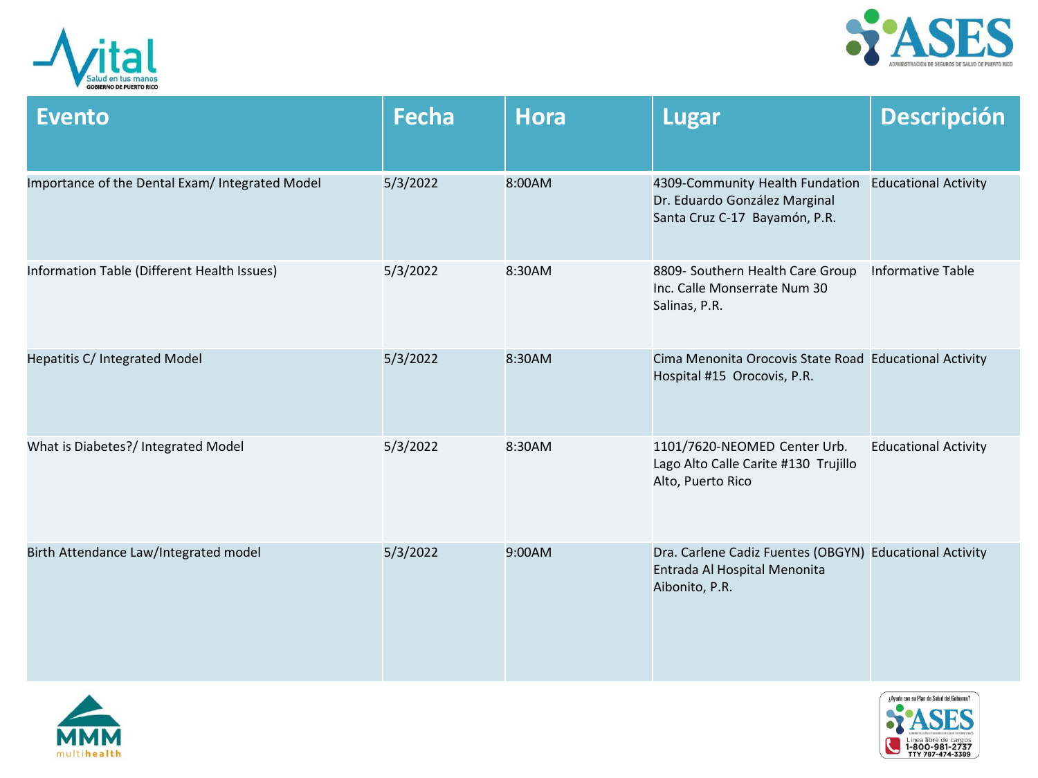| Evento | Fecha | Hora | Lugar | Descripción |
| --- | --- | --- | --- | --- |
| Importance of the Dental Exam/ Integrated Model | 5/3/2022 | 8:00AM | 4309-Community Health Fundation Dr. Eduardo González Marginal Santa Cruz C-17 Bayamón, P.R. | Educational Activity |
| Information Table (Different Health Issues) | 5/3/2022 | 8:30AM | 8809- Southern Health Care Group Inc. Calle Monserrate Num 30 Salinas, P.R. | Informative Table |
| Hepatitis C/ Integrated Model | 5/3/2022 | 8:30AM | Cima Menonita Orocovis State Road Hospital #15 Orocovis, P.R. | Educational Activity |
| What is Diabetes?/ Integrated Model | 5/3/2022 | 8:30AM | 1101/7620-NEOMED Center Urb. Lago Alto Calle Carite #130 Trujillo Alto, Puerto Rico | Educational Activity |
| Birth Attendance Law/Integrated model | 5/3/2022 | 9:00AM | Dra. Carlene Cadiz Fuentes (OBGYN) Entrada Al Hospital Menonita Aibonito, P.R. | Educational Activity |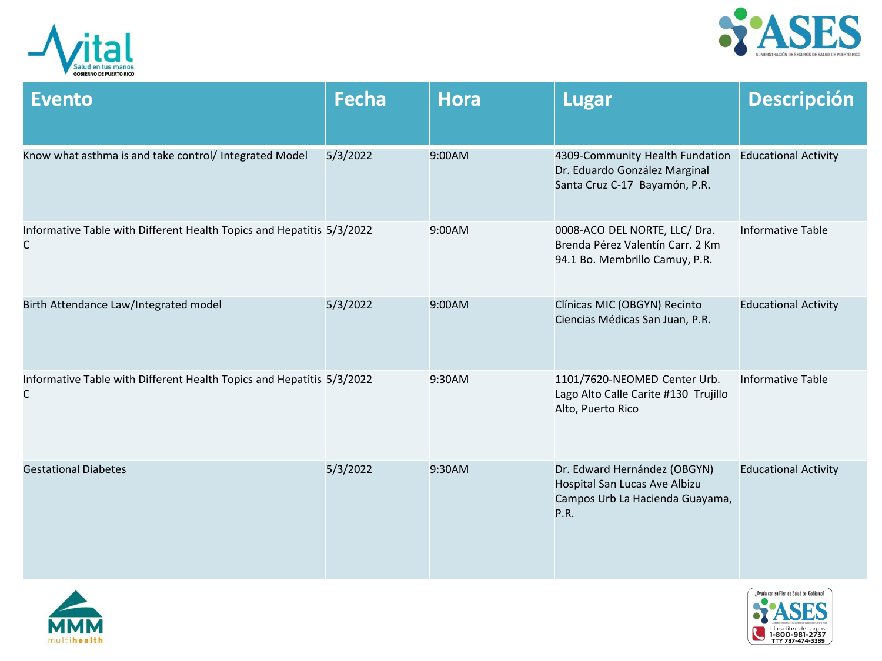| Evento | Fecha | Hora | Lugar | Descripción |
|---|---|---|---|---|
| Know what asthma is and take control/ Integrated Model | 5/3/2022 | 9:00AM | 4309-Community Health Fundation Dr. Eduardo González Marginal Santa Cruz C-17 Bayamón, P.R. | Educational Activity |
| Informative Table with Different Health Topics and Hepatitis C | 5/3/2022 | 9:00AM | 0008-ACO DEL NORTE, LLC/ Dra. Brenda Pérez Valentín Carr. 2 Km 94.1 Bo. Membrillo Camuy, P.R. | Informative Table |
| Birth Attendance Law/Integrated model | 5/3/2022 | 9:00AM | Clínicas MIC (OBGYN) Recinto Ciencias Médicas San Juan, P.R. | Educational Activity |
| Informative Table with Different Health Topics and Hepatitis C | 5/3/2022 | 9:30AM | 1101/7620-NEOMED Center Urb. Lago Alto Calle Carite #130 Trujillo Alto, Puerto Rico | Informative Table |
| Gestational Diabetes | 5/3/2022 | 9:30AM | Dr. Edward Hernández (OBGYN) Hospital San Lucas Ave Albizu Campos Urb La Hacienda Guayama, P.R. | Educational Activity |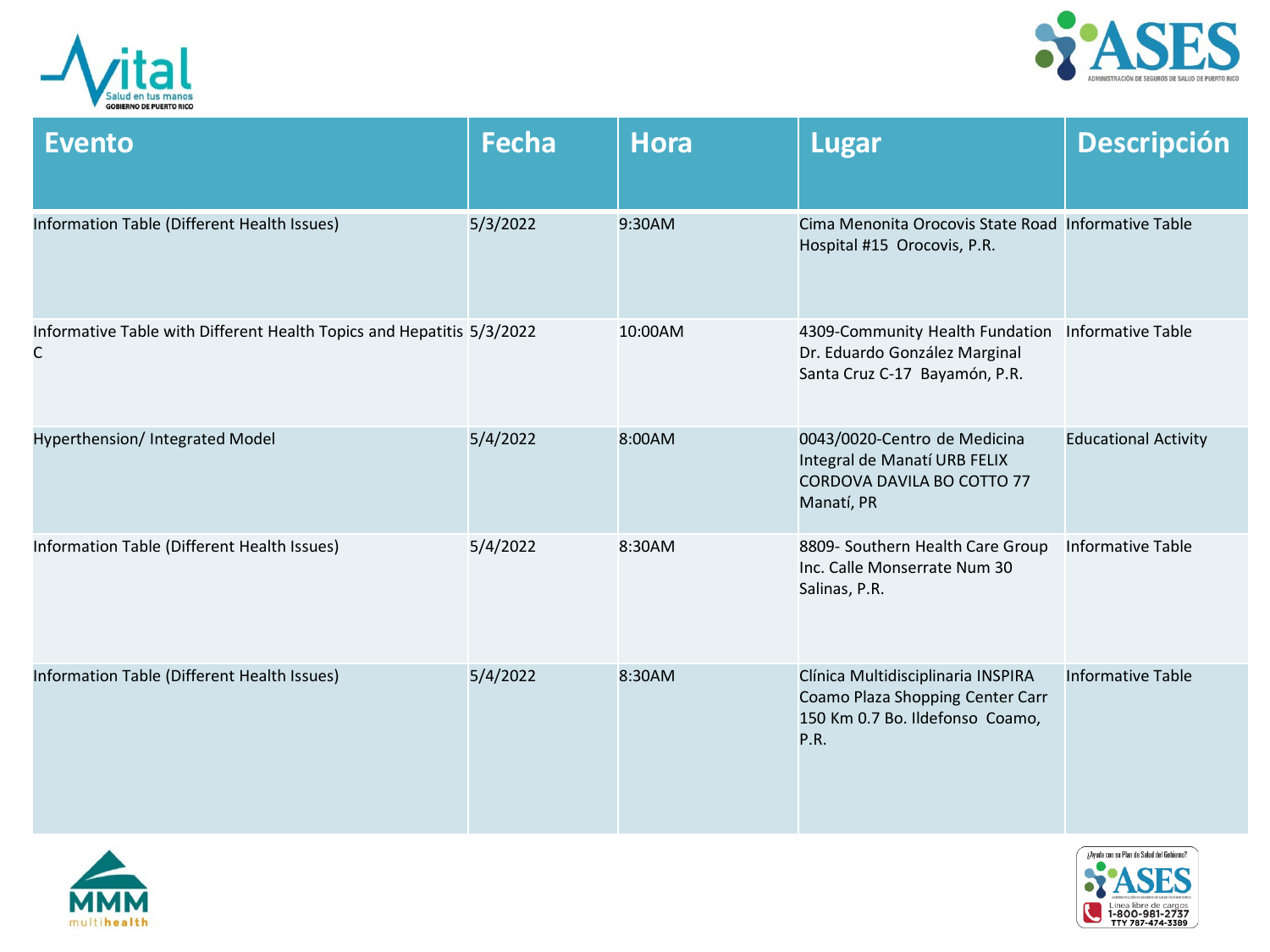| Evento | Fecha | Hora | Lugar | Descripción |
|---|---|---|---|---|
| Information Table (Different Health Issues) | 5/3/2022 | 9:30AM | Cima Menonita Orocovis State Road Hospital #15 Orocovis, P.R. | Informative Table |
| Informative Table with Different Health Topics and Hepatitis C | 5/3/2022 | 10:00AM | 4309-Community Health Fundation Dr. Eduardo González Marginal Santa Cruz C-17 Bayamón, P.R. | Informative Table |
| Hyperthension/ Integrated Model | 5/4/2022 | 8:00AM | 0043/0020-Centro de Medicina Integral de Manatí URB FELIX CORDOVA DAVILA BO COTTO 77 Manatí, PR | Educational Activity |
| Information Table (Different Health Issues) | 5/4/2022 | 8:30AM | 8809- Southern Health Care Group Inc. Calle Monserrate Num 30 Salinas, P.R. | Informative Table |
| Information Table (Different Health Issues) | 5/4/2022 | 8:30AM | Clínica Multidisciplinaria INSPIRA Coamo Plaza Shopping Center Carr 150 Km 0.7 Bo. Ildefonso Coamo, P.R. | Informative Table |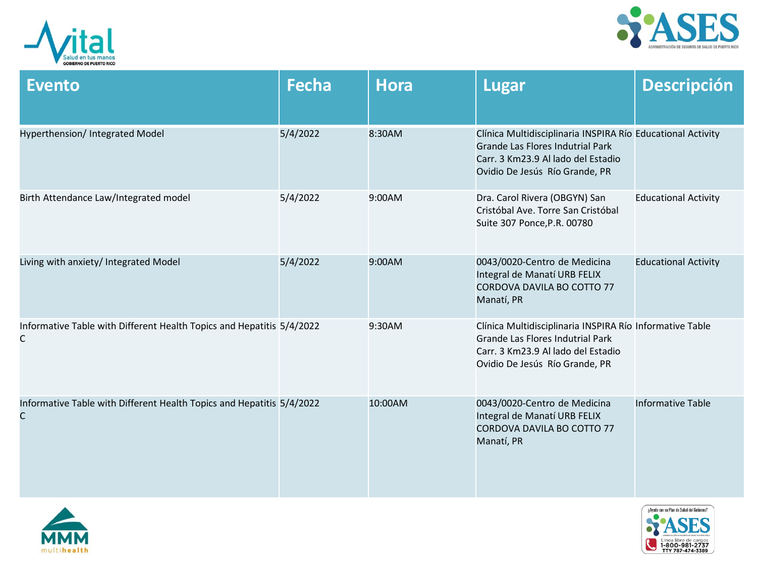| Evento | Fecha | Hora | Lugar | Descripción |
|---|---|---|---|---|
| Hyperthension/ Integrated Model | 5/4/2022 | 8:30AM | Clínica Multidisciplinaria INSPIRA Río Grande Las Flores Indutrial Park Carr. 3 Km23.9 Al lado del Estadio Ovidio De Jesús Río Grande, PR | Educational Activity |
| Birth Attendance Law/Integrated model | 5/4/2022 | 9:00AM | Dra. Carol Rivera (OBGYN) San Cristóbal Ave. Torre San Cristóbal Suite 307 Ponce,P.R. 00780 | Educational Activity |
| Living with anxiety/ Integrated Model | 5/4/2022 | 9:00AM | 0043/0020-Centro de Medicina Integral de Manatí URB FELIX CORDOVA DAVILA BO COTTO 77 Manatí, PR | Educational Activity |
| Informative Table with Different Health Topics and Hepatitis C | 5/4/2022 | 9:30AM | Clínica Multidisciplinaria INSPIRA Río Grande Las Flores Indutrial Park Carr. 3 Km23.9 Al lado del Estadio Ovidio De Jesús Río Grande, PR | Informative Table |
| Informative Table with Different Health Topics and Hepatitis C | 5/4/2022 | 10:00AM | 0043/0020-Centro de Medicina Integral de Manatí URB FELIX CORDOVA DAVILA BO COTTO 77 Manatí, PR | Informative Table |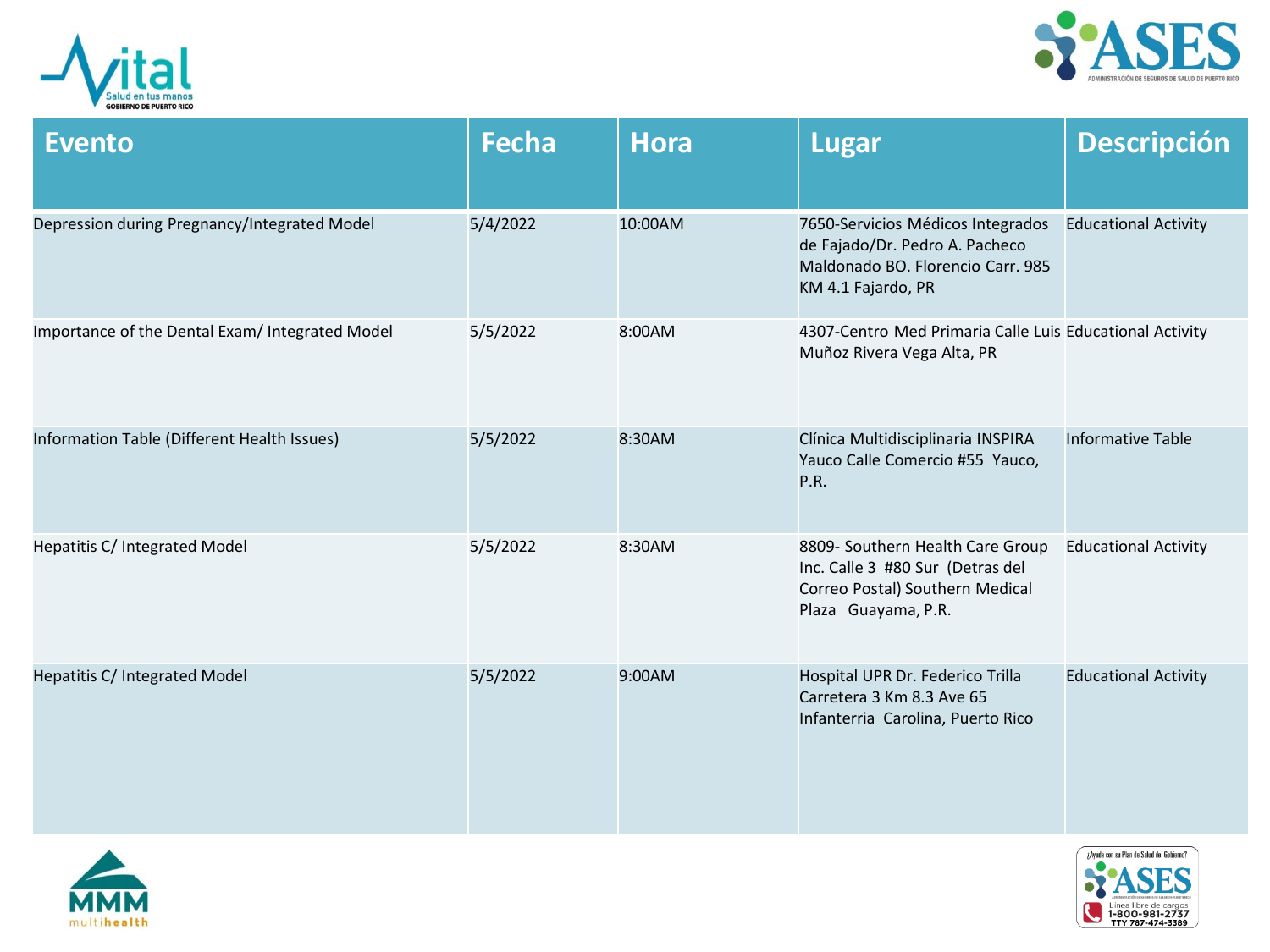| Evento | Fecha | Hora | Lugar | Descripción |
|---|---|---|---|---|
| Depression during Pregnancy/Integrated Model | 5/4/2022 | 10:00AM | 7650-Servicios Médicos Integrados de Fajado/Dr. Pedro A. Pacheco Maldonado BO. Florencio Carr. 985 KM 4.1 Fajardo, PR | Educational Activity |
| Importance of the Dental Exam/ Integrated Model | 5/5/2022 | 8:00AM | 4307-Centro Med Primaria Calle Luis Muñoz Rivera Vega Alta, PR | Educational Activity |
| Information Table (Different Health Issues) | 5/5/2022 | 8:30AM | Clínica Multidisciplinaria INSPIRA Yauco Calle Comercio #55 Yauco, P.R. | Informative Table |
| Hepatitis C/ Integrated Model | 5/5/2022 | 8:30AM | 8809- Southern Health Care Group Inc. Calle 3 #80 Sur (Detras del Correo Postal) Southern Medical Plaza Guayama, P.R. | Educational Activity |
| Hepatitis C/ Integrated Model | 5/5/2022 | 9:00AM | Hospital UPR Dr. Federico Trilla Carretera 3 Km 8.3 Ave 65 Infanterria Carolina, Puerto Rico | Educational Activity |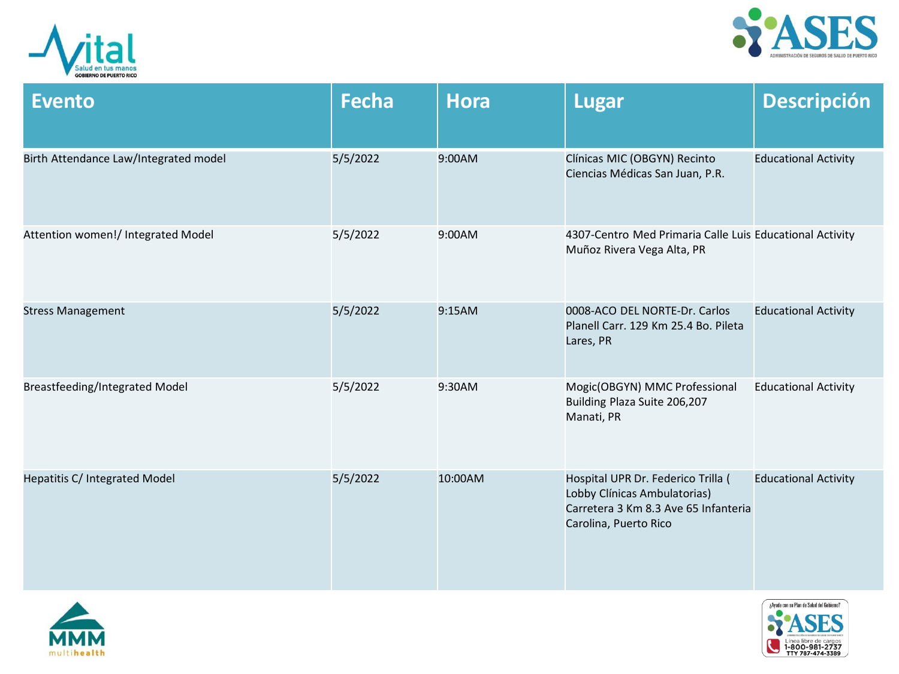| Evento | Fecha | Hora | Lugar | Descripción |
| --- | --- | --- | --- | --- |
| Birth Attendance Law/Integrated model | 5/5/2022 | 9:00AM | Clínicas MIC (OBGYN) Recinto Ciencias Médicas San Juan, P.R. | Educational Activity |
| Attention women!/ Integrated Model | 5/5/2022 | 9:00AM | 4307-Centro Med Primaria Calle Luis Muñoz Rivera Vega Alta, PR | Educational Activity |
| Stress Management | 5/5/2022 | 9:15AM | 0008-ACO DEL NORTE-Dr. Carlos Planell Carr. 129 Km 25.4 Bo. Pileta Lares, PR | Educational Activity |
| Breastfeeding/Integrated Model | 5/5/2022 | 9:30AM | Mogic(OBGYN) MMC Professional Building Plaza Suite 206,207 Manati, PR | Educational Activity |
| Hepatitis C/ Integrated Model | 5/5/2022 | 10:00AM | Hospital UPR Dr. Federico Trilla ( Lobby Clínicas Ambulatorias) Carretera 3 Km 8.3 Ave 65 Infanteria Carolina, Puerto Rico | Educational Activity |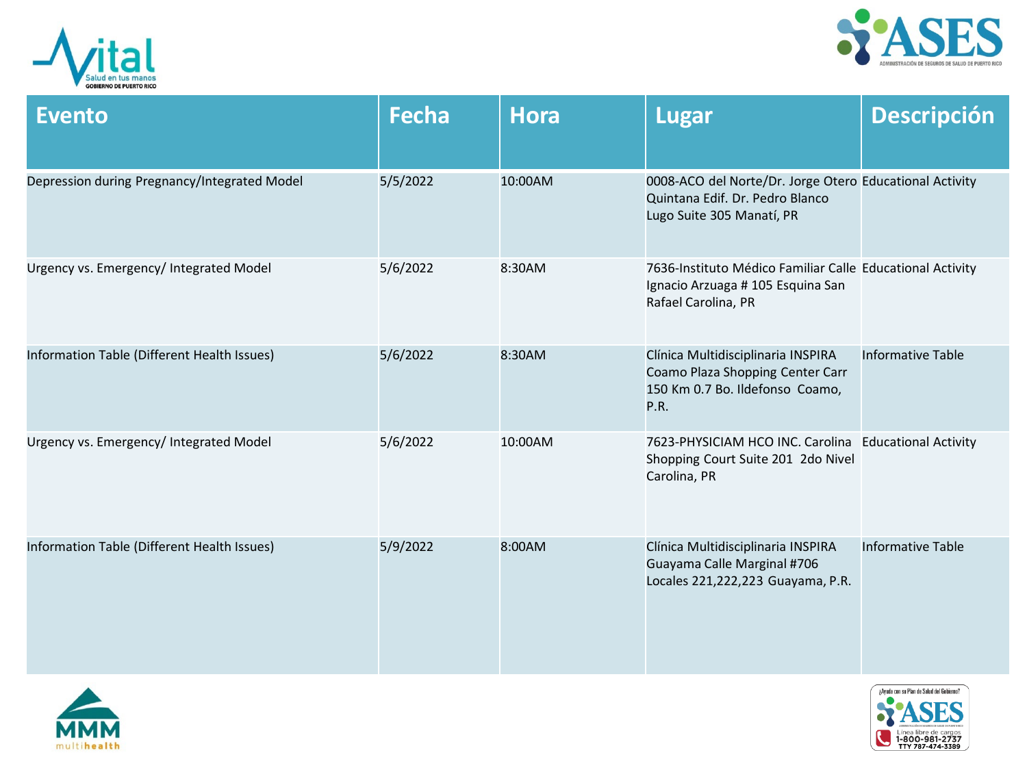| Evento | Fecha | Hora | Lugar | Descripción |
|---|---|---|---|---|
| Depression during Pregnancy/Integrated Model | 5/5/2022 | 10:00AM | 0008-ACO del Norte/Dr. Jorge Otero Quintana Edif. Dr. Pedro Blanco Lugo Suite 305 Manatí, PR | Educational Activity |
| Urgency vs. Emergency/ Integrated Model | 5/6/2022 | 8:30AM | 7636-Instituto Médico Familiar Calle Ignacio Arzuaga # 105 Esquina San Rafael Carolina, PR | Educational Activity |
| Information Table (Different Health Issues) | 5/6/2022 | 8:30AM | Clínica Multidisciplinaria INSPIRA Coamo Plaza Shopping Center Carr 150 Km 0.7 Bo. Ildefonso Coamo, P.R. | Informative Table |
| Urgency vs. Emergency/ Integrated Model | 5/6/2022 | 10:00AM | 7623-PHYSICIAM HCO INC. Carolina Shopping Court Suite 201 2do Nivel Carolina, PR | Educational Activity |
| Information Table (Different Health Issues) | 5/9/2022 | 8:00AM | Clínica Multidisciplinaria INSPIRA Guayama Calle Marginal #706 Locales 221,222,223 Guayama, P.R. | Informative Table |

¿Ayuda con su Plan de Salud del Gobierno?
Línea libre de cargos 1-800-981-2737
TTY 787-474-3389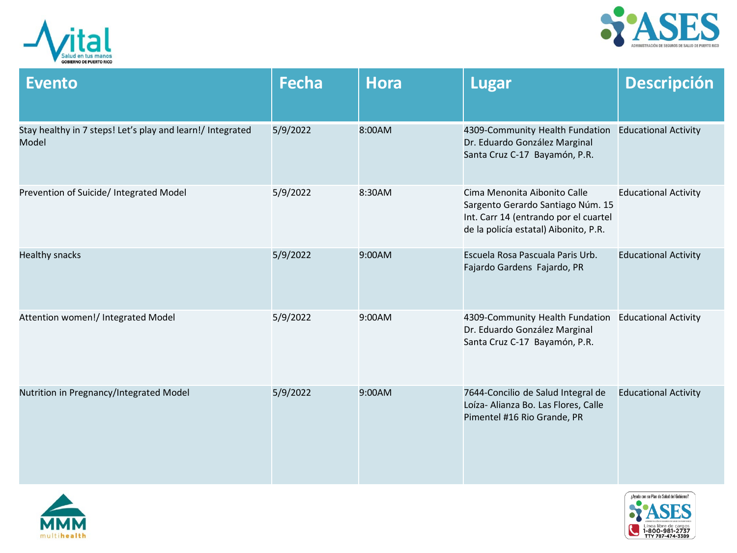| Evento | Fecha | Hora | Lugar | Descripción |
|---|---|---|---|---|
| Stay healthy in 7 steps! Let's play and learn!/ Integrated Model | 5/9/2022 | 8:00AM | 4309-Community Health Fundation Dr. Eduardo González Marginal Santa Cruz C-17 Bayamón, P.R. | Educational Activity |
| Prevention of Suicide/ Integrated Model | 5/9/2022 | 8:30AM | Cima Menonita Aibonito Calle Sargento Gerardo Santiago Núm. 15 Int. Carr 14 (entrando por el cuartel de la policía estatal) Aibonito, P.R. | Educational Activity |
| Healthy snacks | 5/9/2022 | 9:00AM | Escuela Rosa Pascuala Paris Urb. Fajardo Gardens Fajardo, PR | Educational Activity |
| Attention women!/ Integrated Model | 5/9/2022 | 9:00AM | 4309-Community Health Fundation Dr. Eduardo González Marginal Santa Cruz C-17 Bayamón, P.R. | Educational Activity |
| Nutrition in Pregnancy/Integrated Model | 5/9/2022 | 9:00AM | 7644-Concilio de Salud Integral de Loíza- Alianza Bo. Las Flores, Calle Pimentel #16 Rio Grande, PR | Educational Activity |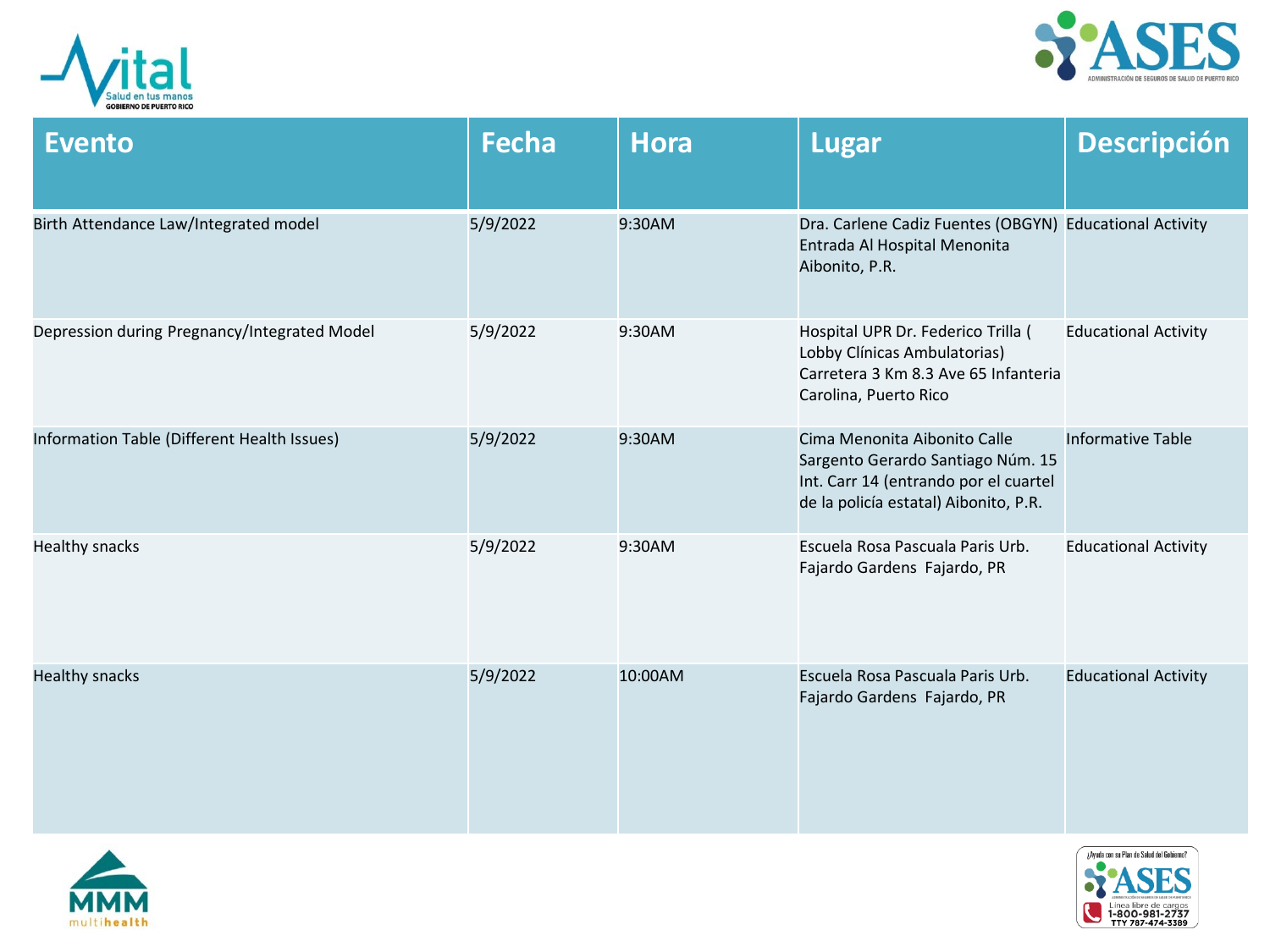| Evento | Fecha | Hora | Lugar | Descripción |
|---|---|---|---|---|
| Birth Attendance Law/Integrated model | 5/9/2022 | 9:30AM | Dra. Carlene Cadiz Fuentes (OBGYN) Entrada Al Hospital Menonita Aibonito, P.R. | Educational Activity |
| Depression during Pregnancy/Integrated Model | 5/9/2022 | 9:30AM | Hospital UPR Dr. Federico Trilla ( Lobby Clínicas Ambulatorias) Carretera 3 Km 8.3 Ave 65 Infanteria Carolina, Puerto Rico | Educational Activity |
| Information Table (Different Health Issues) | 5/9/2022 | 9:30AM | Cima Menonita Aibonito Calle Sargento Gerardo Santiago Núm. 15 Int. Carr 14 (entrando por el cuartel de la policía estatal) Aibonito, P.R. | Informative Table |
| Healthy snacks | 5/9/2022 | 9:30AM | Escuela Rosa Pascuala Paris Urb. Fajardo Gardens Fajardo, PR | Educational Activity |
| Healthy snacks | 5/9/2022 | 10:00AM | Escuela Rosa Pascuala Paris Urb. Fajardo Gardens Fajardo, PR | Educational Activity |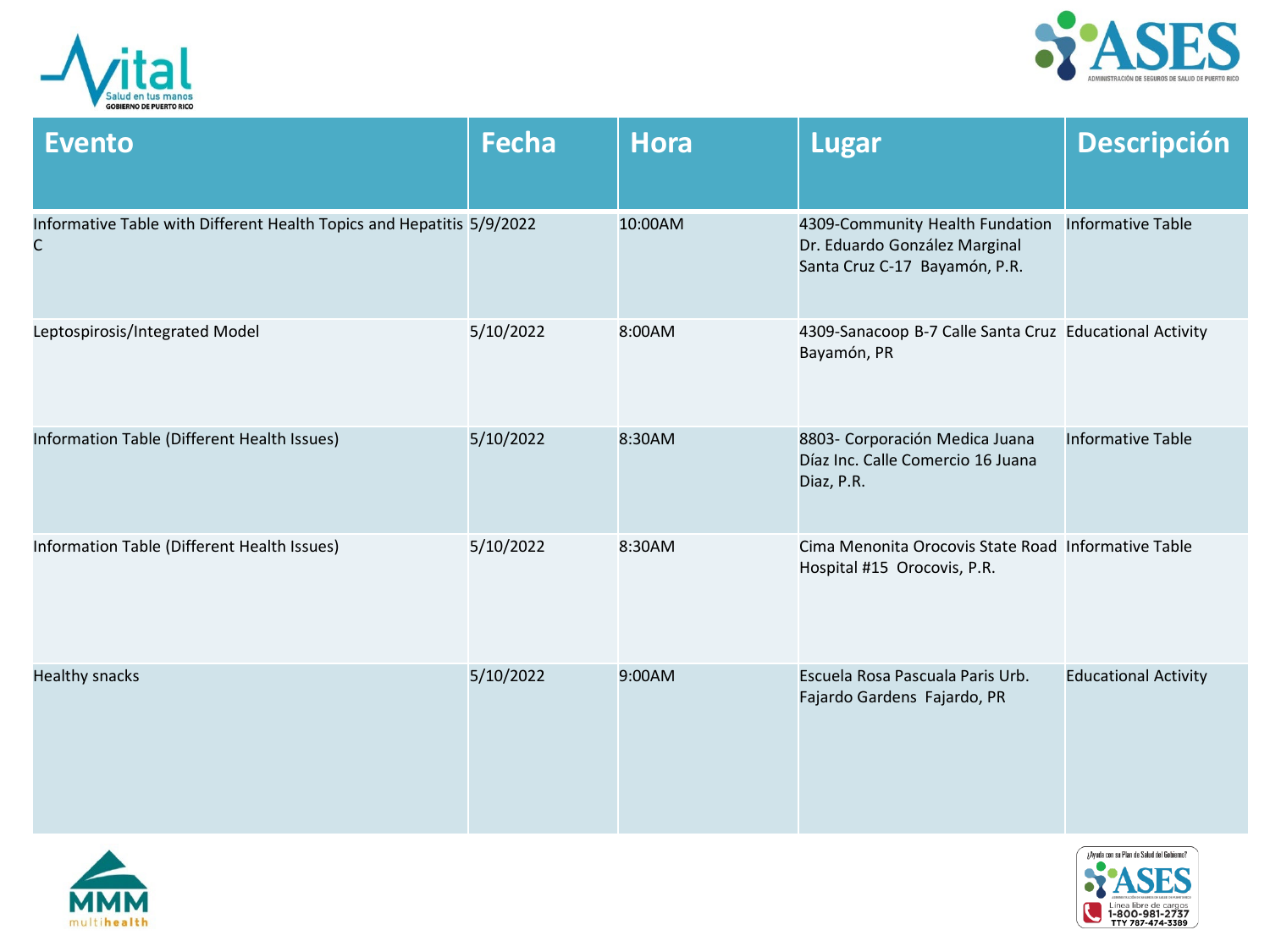| Evento | Fecha | Hora | Lugar | Descripción |
|---|---|---|---|---|
| Informative Table with Different Health Topics and Hepatitis C | 5/9/2022 | 10:00AM | 4309-Community Health Fundation Dr. Eduardo González Marginal Santa Cruz C-17 Bayamón, P.R. | Informative Table |
| Leptospirosis/Integrated Model | 5/10/2022 | 8:00AM | 4309-Sanacoop B-7 Calle Santa Cruz Bayamón, PR | Educational Activity |
| Information Table (Different Health Issues) | 5/10/2022 | 8:30AM | 8803- Corporación Medica Juana Díaz Inc. Calle Comercio 16 Juana Diaz, P.R. | Informative Table |
| Information Table (Different Health Issues) | 5/10/2022 | 8:30AM | Cima Menonita Orocovis State Road Hospital #15 Orocovis, P.R. | Informative Table |
| Healthy snacks | 5/10/2022 | 9:00AM | Escuela Rosa Pascuala Paris Urb. Fajardo Gardens Fajardo, PR | Educational Activity |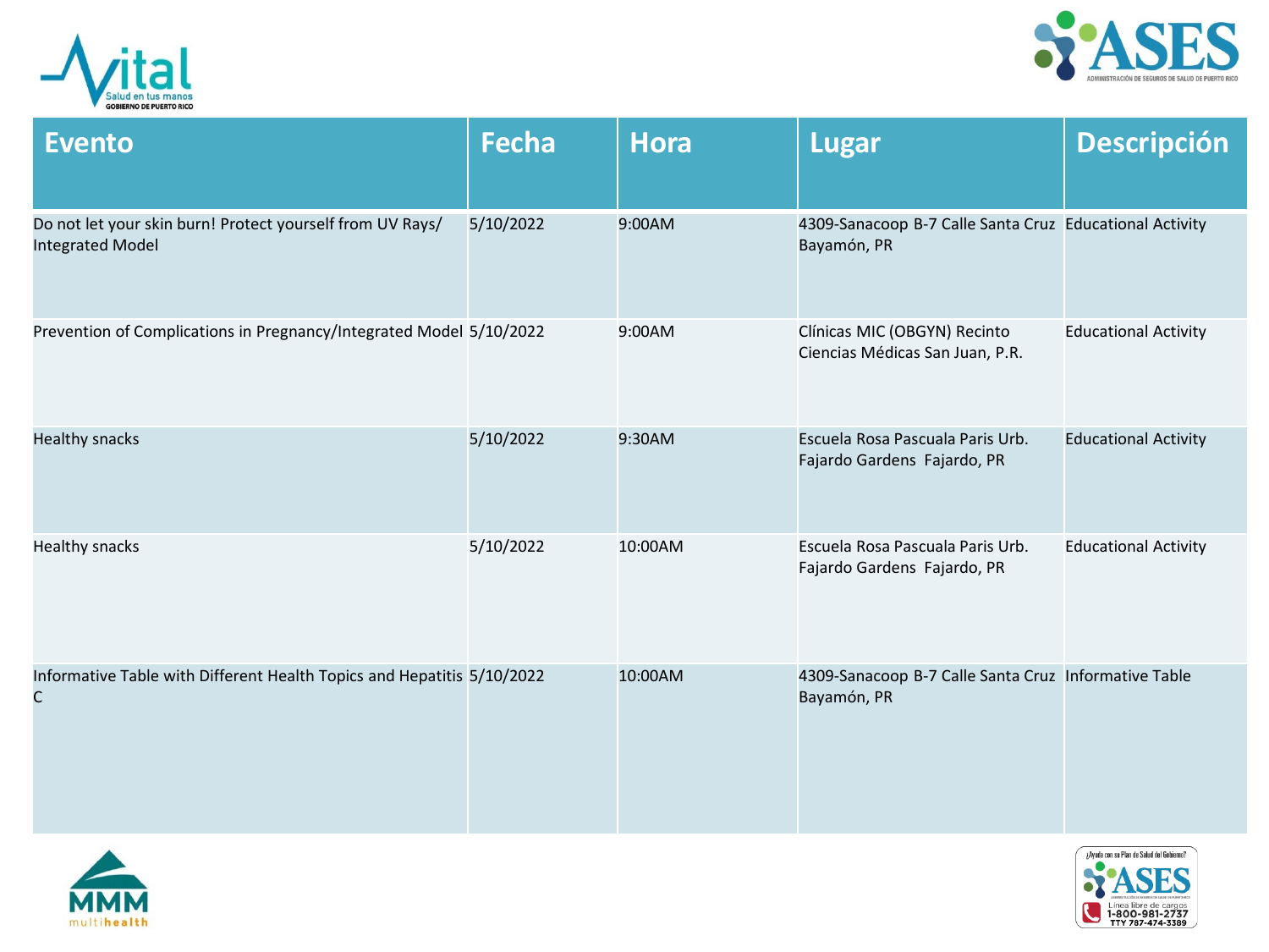| Evento | Fecha | Hora | Lugar | Descripción |
| --- | --- | --- | --- | --- |
| Do not let your skin burn! Protect yourself from UV Rays/ Integrated Model | 5/10/2022 | 9:00AM | 4309-Sanacoop B-7 Calle Santa Cruz Bayamón, PR | Educational Activity |
| Prevention of Complications in Pregnancy/Integrated Model | 5/10/2022 | 9:00AM | Clínicas MIC (OBGYN) Recinto Ciencias Médicas San Juan, P.R. | Educational Activity |
| Healthy snacks | 5/10/2022 | 9:30AM | Escuela Rosa Pascuala Paris Urb. Fajardo Gardens Fajardo, PR | Educational Activity |
| Healthy snacks | 5/10/2022 | 10:00AM | Escuela Rosa Pascuala Paris Urb. Fajardo Gardens Fajardo, PR | Educational Activity |
| Informative Table with Different Health Topics and Hepatitis C | 5/10/2022 | 10:00AM | 4309-Sanacoop B-7 Calle Santa Cruz Bayamón, PR | Informative Table |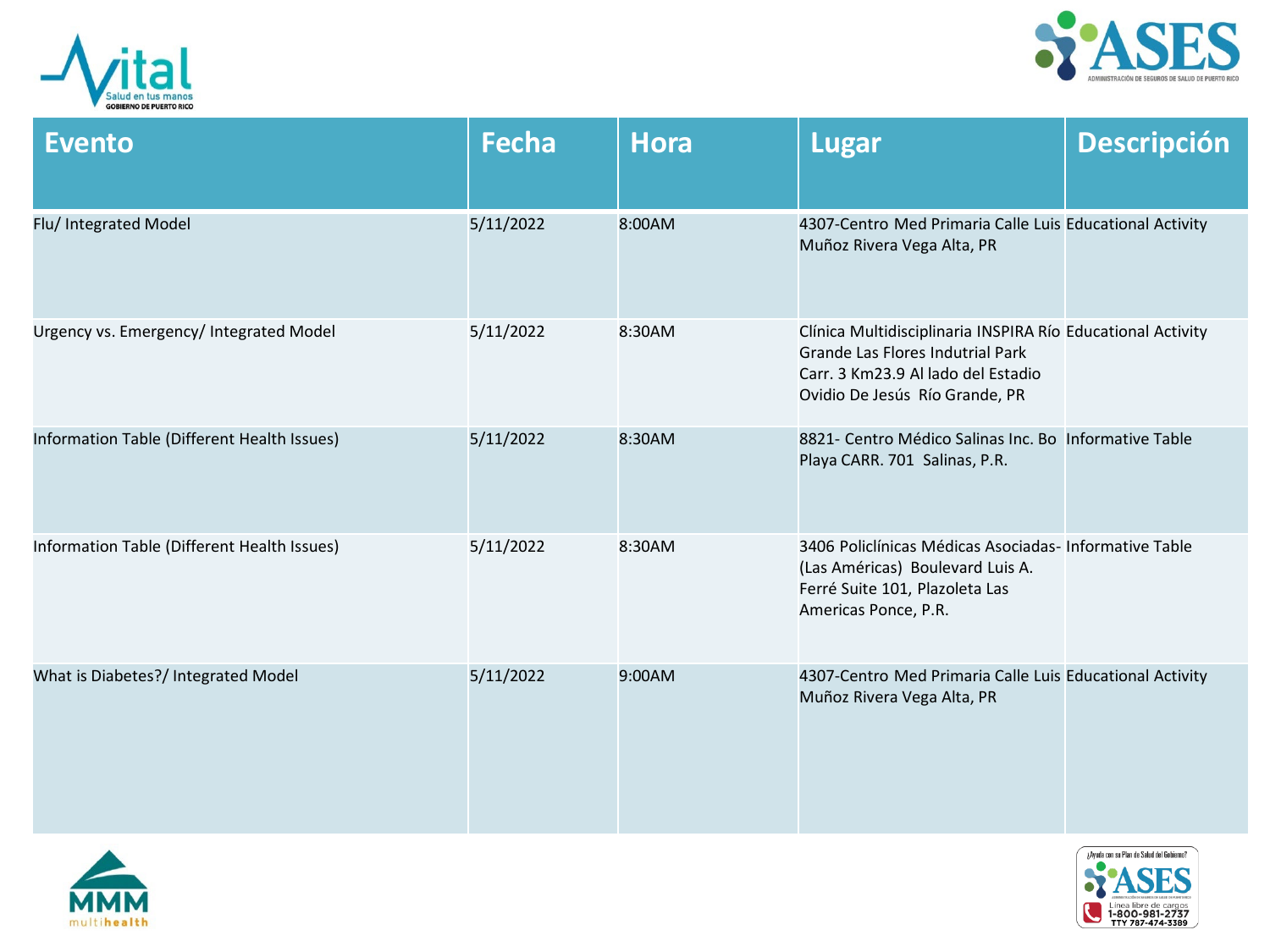| Evento | Fecha | Hora | Lugar | Descripción |
| --- | --- | --- | --- | --- |
| Flu/ Integrated Model | 5/11/2022 | 8:00AM | 4307-Centro Med Primaria Calle Luis Muñoz Rivera Vega Alta, PR | Educational Activity |
| Urgency vs. Emergency/ Integrated Model | 5/11/2022 | 8:30AM | Clínica Multidisciplinaria INSPIRA Río Grande Las Flores Indutrial Park Carr. 3 Km23.9 Al lado del Estadio Ovidio De Jesús Río Grande, PR | Educational Activity |
| Information Table (Different Health Issues) | 5/11/2022 | 8:30AM | 8821- Centro Médico Salinas Inc. Bo Playa CARR. 701 Salinas, P.R. | Informative Table |
| Information Table (Different Health Issues) | 5/11/2022 | 8:30AM | 3406 Policlínicas Médicas Asociadas- (Las Américas) Boulevard Luis A. Ferré Suite 101, Plazoleta Las Americas Ponce, P.R. | Informative Table |
| What is Diabetes?/ Integrated Model | 5/11/2022 | 9:00AM | 4307-Centro Med Primaria Calle Luis Muñoz Rivera Vega Alta, PR | Educational Activity |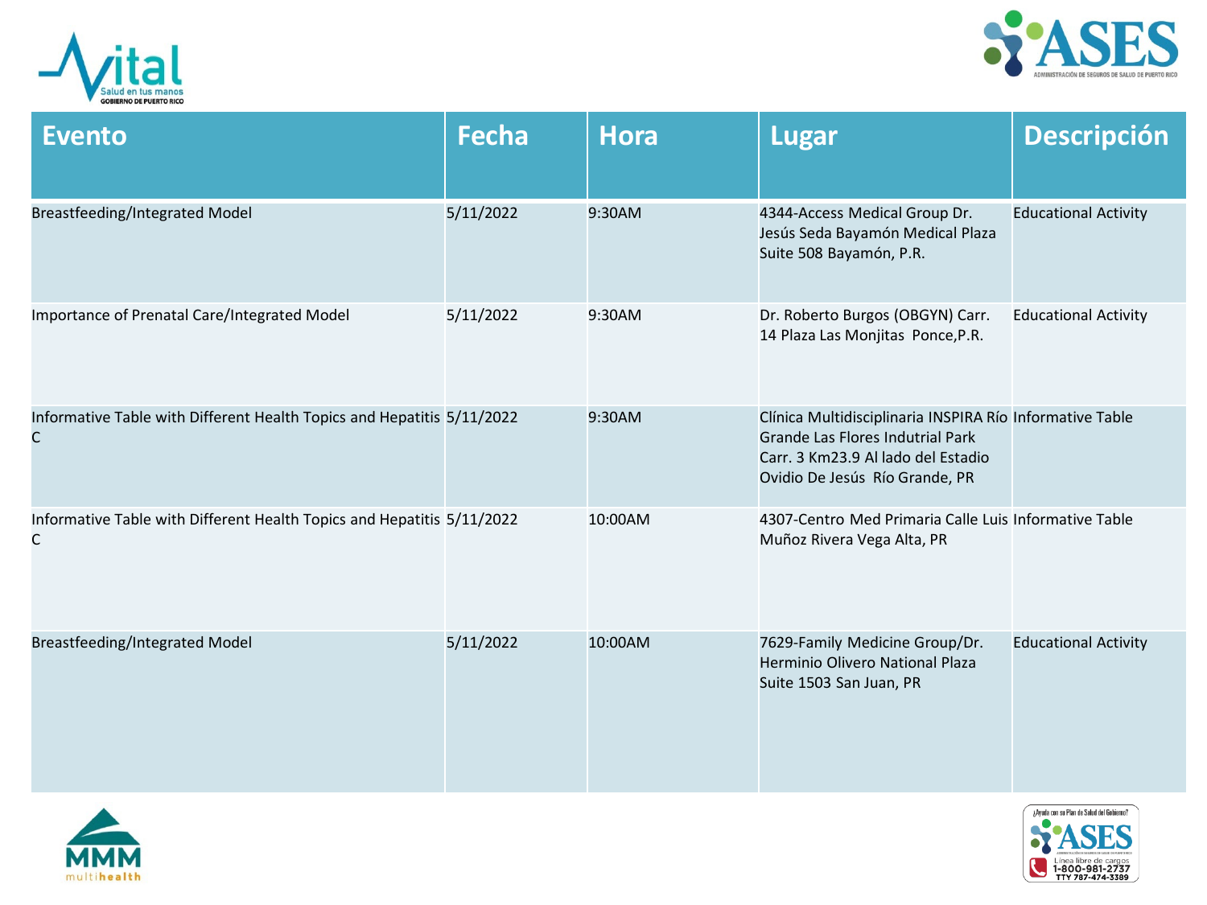| Evento | Fecha | Hora | Lugar | Descripción |
|---|---|---|---|---|
| Breastfeeding/Integrated Model | 5/11/2022 | 9:30AM | 4344-Access Medical Group Dr. Jesús Seda Bayamón Medical Plaza Suite 508 Bayamón, P.R. | Educational Activity |
| Importance of Prenatal Care/Integrated Model | 5/11/2022 | 9:30AM | Dr. Roberto Burgos (OBGYN) Carr. 14 Plaza Las Monjitas Ponce,P.R. | Educational Activity |
| Informative Table with Different Health Topics and Hepatitis C | 5/11/2022 | 9:30AM | Clínica Multidisciplinaria INSPIRA Río Grande Las Flores Indutrial Park Carr. 3 Km23.9 Al lado del Estadio Ovidio De Jesús Río Grande, PR | Informative Table |
| Informative Table with Different Health Topics and Hepatitis C | 5/11/2022 | 10:00AM | 4307-Centro Med Primaria Calle Luis Muñoz Rivera Vega Alta, PR | Informative Table |
| Breastfeeding/Integrated Model | 5/11/2022 | 10:00AM | 7629-Family Medicine Group/Dr. Herminio Olivero National Plaza Suite 1503 San Juan, PR | Educational Activity |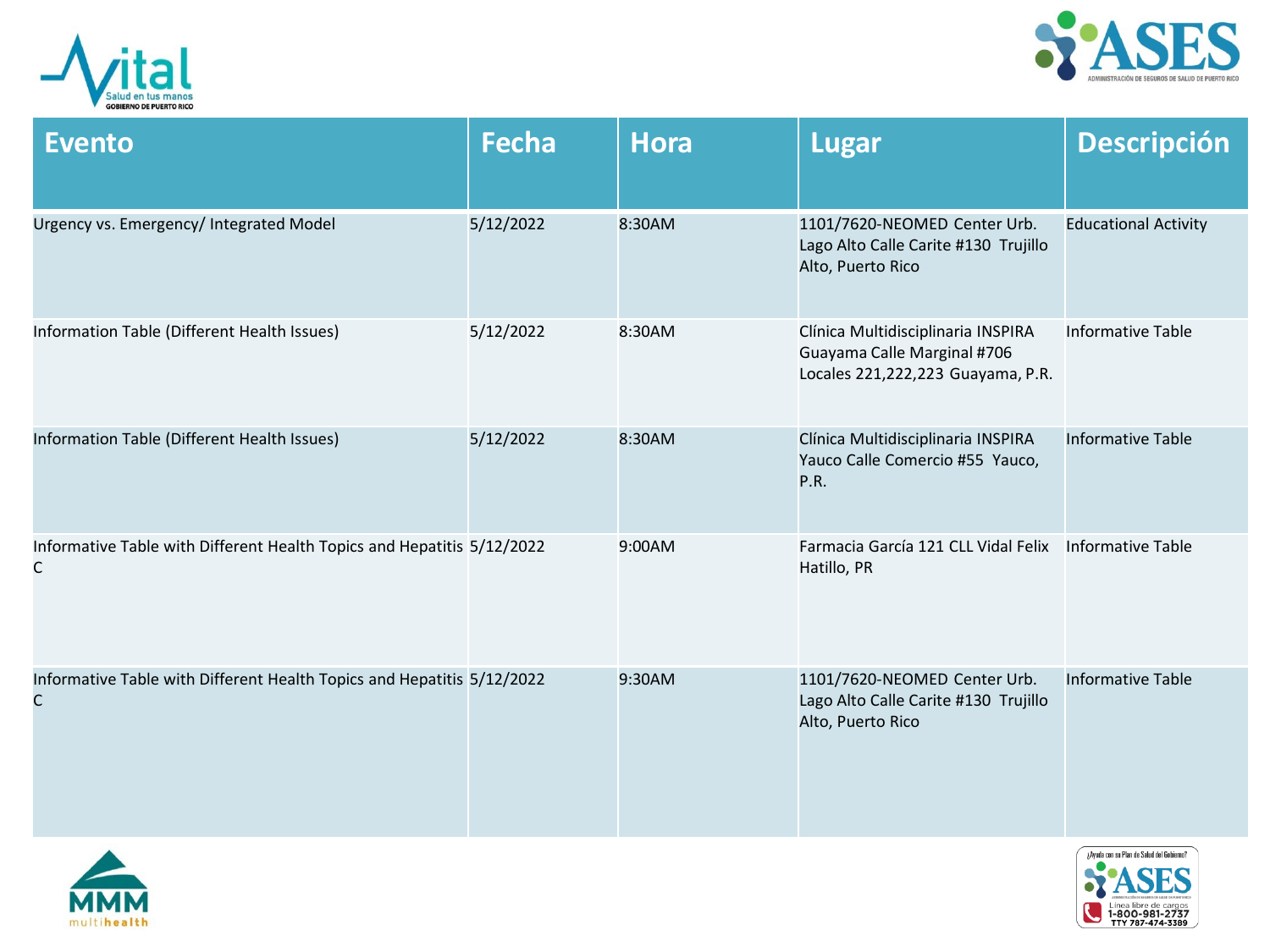| Evento | Fecha | Hora | Lugar | Descripción |
|---|---|---|---|---|
| Urgency vs. Emergency/ Integrated Model | 5/12/2022 | 8:30AM | 1101/7620-NEOMED Center Urb. Lago Alto Calle Carite #130 Trujillo Alto, Puerto Rico | Educational Activity |
| Information Table (Different Health Issues) | 5/12/2022 | 8:30AM | Clínica Multidisciplinaria INSPIRA Guayama Calle Marginal #706 Locales 221,222,223 Guayama, P.R. | Informative Table |
| Information Table (Different Health Issues) | 5/12/2022 | 8:30AM | Clínica Multidisciplinaria INSPIRA Yauco Calle Comercio #55 Yauco, P.R. | Informative Table |
| Informative Table with Different Health Topics and Hepatitis C | 5/12/2022 | 9:00AM | Farmacia García 121 CLL Vidal Felix Hatillo, PR | Informative Table |
| Informative Table with Different Health Topics and Hepatitis C | 5/12/2022 | 9:30AM | 1101/7620-NEOMED Center Urb. Lago Alto Calle Carite #130 Trujillo Alto, Puerto Rico | Informative Table |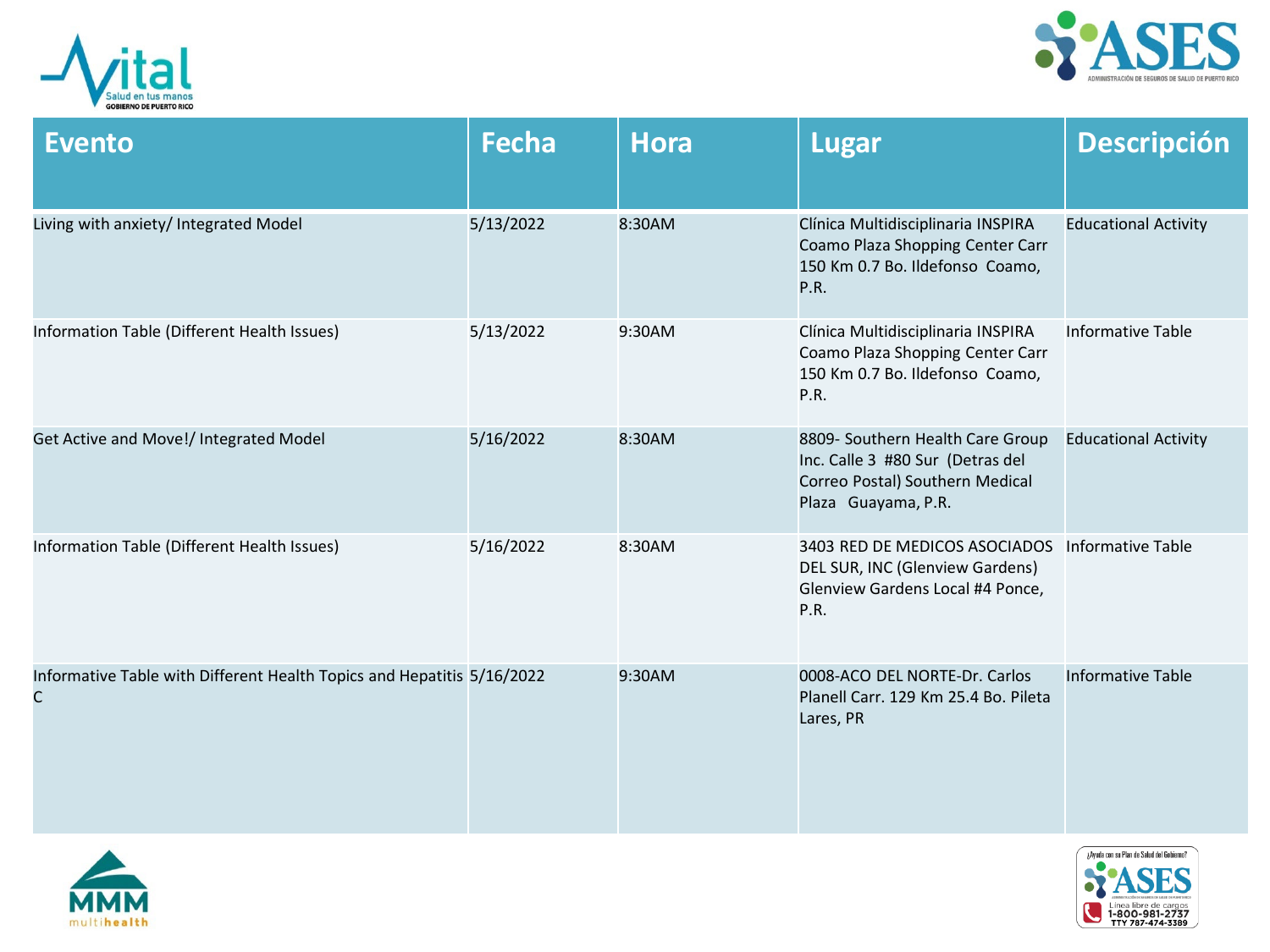| Evento | Fecha | Hora | Lugar | Descripción |
|---|---|---|---|---|
| Living with anxiety/ Integrated Model | 5/13/2022 | 8:30AM | Clínica Multidisciplinaria INSPIRA Coamo Plaza Shopping Center Carr 150 Km 0.7 Bo. Ildefonso Coamo, P.R. | Educational Activity |
| Information Table (Different Health Issues) | 5/13/2022 | 9:30AM | Clínica Multidisciplinaria INSPIRA Coamo Plaza Shopping Center Carr 150 Km 0.7 Bo. Ildefonso Coamo, P.R. | Informative Table |
| Get Active and Move!/ Integrated Model | 5/16/2022 | 8:30AM | 8809- Southern Health Care Group Inc. Calle 3 #80 Sur (Detras del Correo Postal) Southern Medical Plaza Guayama, P.R. | Educational Activity |
| Information Table (Different Health Issues) | 5/16/2022 | 8:30AM | 3403 RED DE MEDICOS ASOCIADOS DEL SUR, INC (Glenview Gardens) Glenview Gardens Local #4 Ponce, P.R. | Informative Table |
| Informative Table with Different Health Topics and Hepatitis C | 5/16/2022 | 9:30AM | 0008-ACO DEL NORTE-Dr. Carlos Planell Carr. 129 Km 25.4 Bo. Pileta Lares, PR | Informative Table |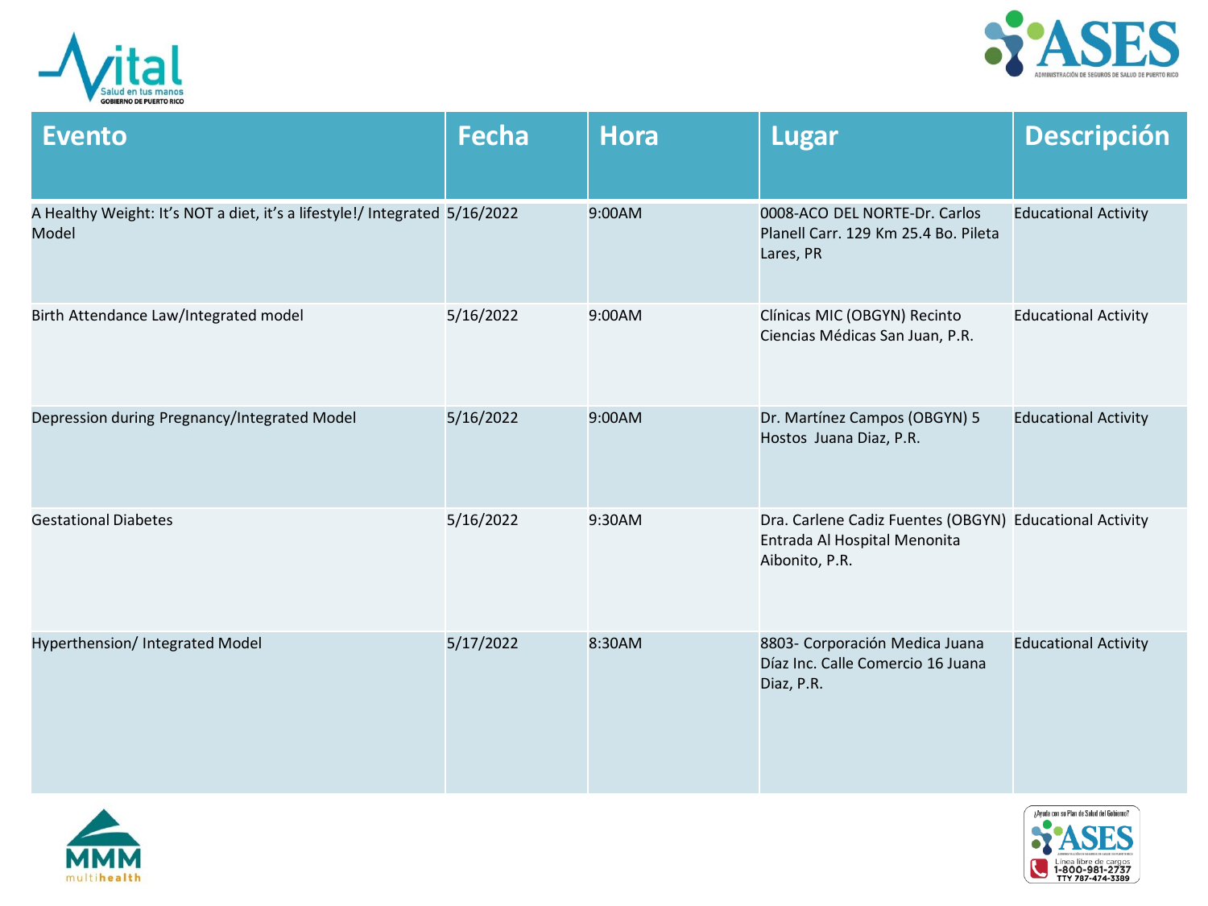| Evento | Fecha | Hora | Lugar | Descripción |
| --- | --- | --- | --- | --- |
| A Healthy Weight: It's NOT a diet, it's a lifestyle!/ Integrated Model | 5/16/2022 | 9:00AM | 0008-ACO DEL NORTE-Dr. Carlos Planell Carr. 129 Km 25.4 Bo. Pileta Lares, PR | Educational Activity |
| Birth Attendance Law/Integrated model | 5/16/2022 | 9:00AM | Clínicas MIC (OBGYN) Recinto Ciencias Médicas San Juan, P.R. | Educational Activity |
| Depression during Pregnancy/Integrated Model | 5/16/2022 | 9:00AM | Dr. Martínez Campos (OBGYN) 5 Hostos Juana Diaz, P.R. | Educational Activity |
| Gestational Diabetes | 5/16/2022 | 9:30AM | Dra. Carlene Cadiz Fuentes (OBGYN) Entrada Al Hospital Menonita Aibonito, P.R. | Educational Activity |
| Hyperthension/ Integrated Model | 5/17/2022 | 8:30AM | 8803- Corporación Medica Juana Díaz Inc. Calle Comercio 16 Juana Diaz, P.R. | Educational Activity |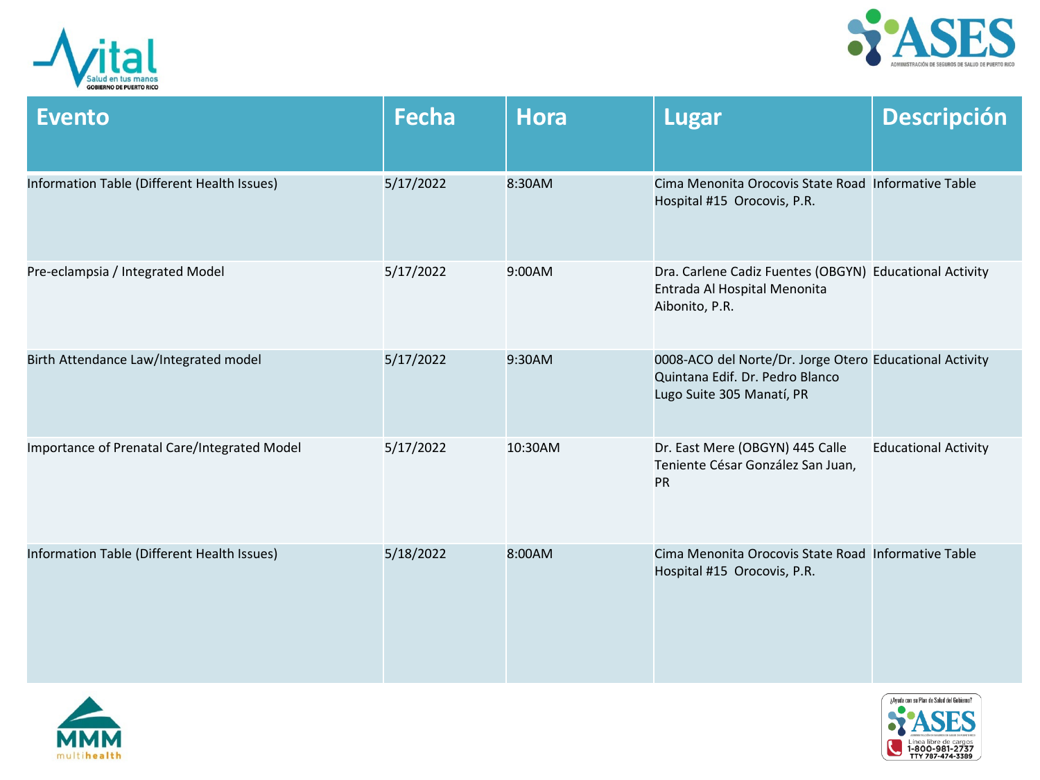| Evento | Fecha | Hora | Lugar | Descripción |
|---|---|---|---|---|
| Information Table (Different Health Issues) | 5/17/2022 | 8:30AM | Cima Menonita Orocovis State Road Hospital #15 Orocovis, P.R. | Informative Table |
| Pre-eclampsia / Integrated Model | 5/17/2022 | 9:00AM | Dra. Carlene Cadiz Fuentes (OBGYN) Entrada Al Hospital Menonita Aibonito, P.R. | Educational Activity |
| Birth Attendance Law/Integrated model | 5/17/2022 | 9:30AM | 0008-ACO del Norte/Dr. Jorge Otero Quintana Edif. Dr. Pedro Blanco Lugo Suite 305 Manatí, PR | Educational Activity |
| Importance of Prenatal Care/Integrated Model | 5/17/2022 | 10:30AM | Dr. East Mere (OBGYN) 445 Calle Teniente César González San Juan, PR | Educational Activity |
| Information Table (Different Health Issues) | 5/18/2022 | 8:00AM | Cima Menonita Orocovis State Road Hospital #15 Orocovis, P.R. | Informative Table |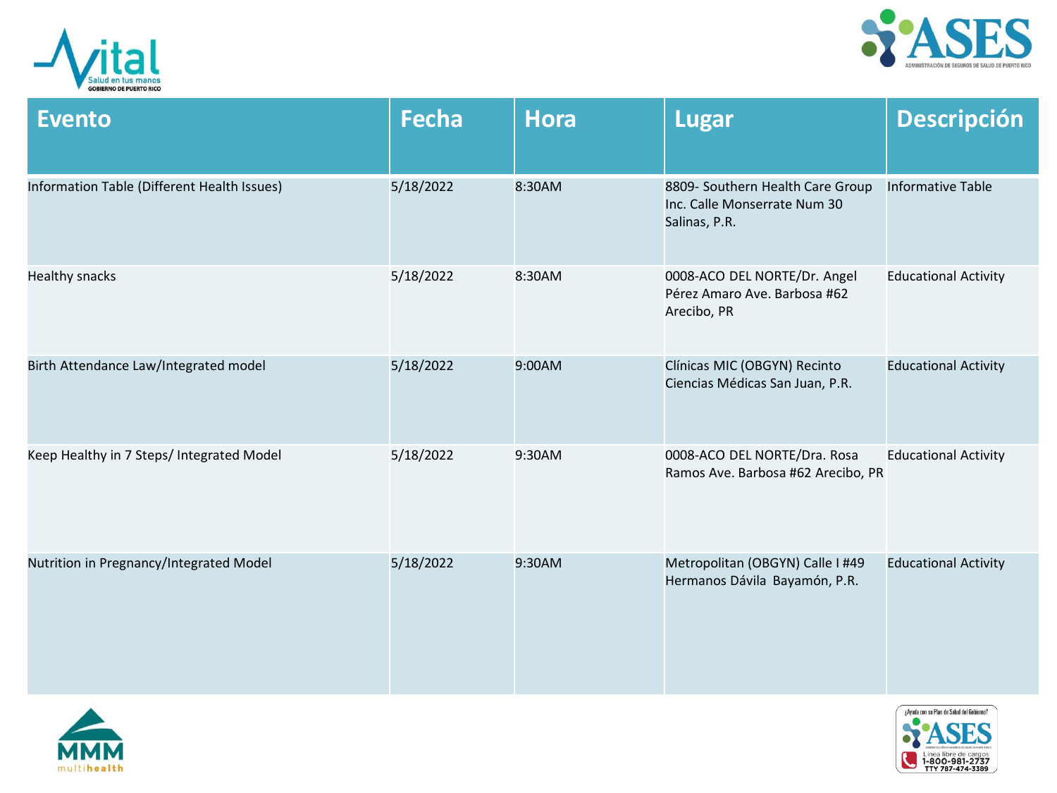| Evento | Fecha | Hora | Lugar | Descripción |
|---|---|---|---|---|
| Information Table (Different Health Issues) | 5/18/2022 | 8:30AM | 8809- Southern Health Care Group Inc. Calle Monserrate Num 30 Salinas, P.R. | Informative Table |
| Healthy snacks | 5/18/2022 | 8:30AM | 0008-ACO DEL NORTE/Dr. Angel Pérez Amaro Ave. Barbosa #62 Arecibo, PR | Educational Activity |
| Birth Attendance Law/Integrated model | 5/18/2022 | 9:00AM | Clínicas MIC (OBGYN) Recinto Ciencias Médicas San Juan, P.R. | Educational Activity |
| Keep Healthy in 7 Steps/ Integrated Model | 5/18/2022 | 9:30AM | 0008-ACO DEL NORTE/Dra. Rosa Ramos Ave. Barbosa #62 Arecibo, PR | Educational Activity |
| Nutrition in Pregnancy/Integrated Model | 5/18/2022 | 9:30AM | Metropolitan (OBGYN) Calle I #49 Hermanos Dávila Bayamón, P.R. | Educational Activity |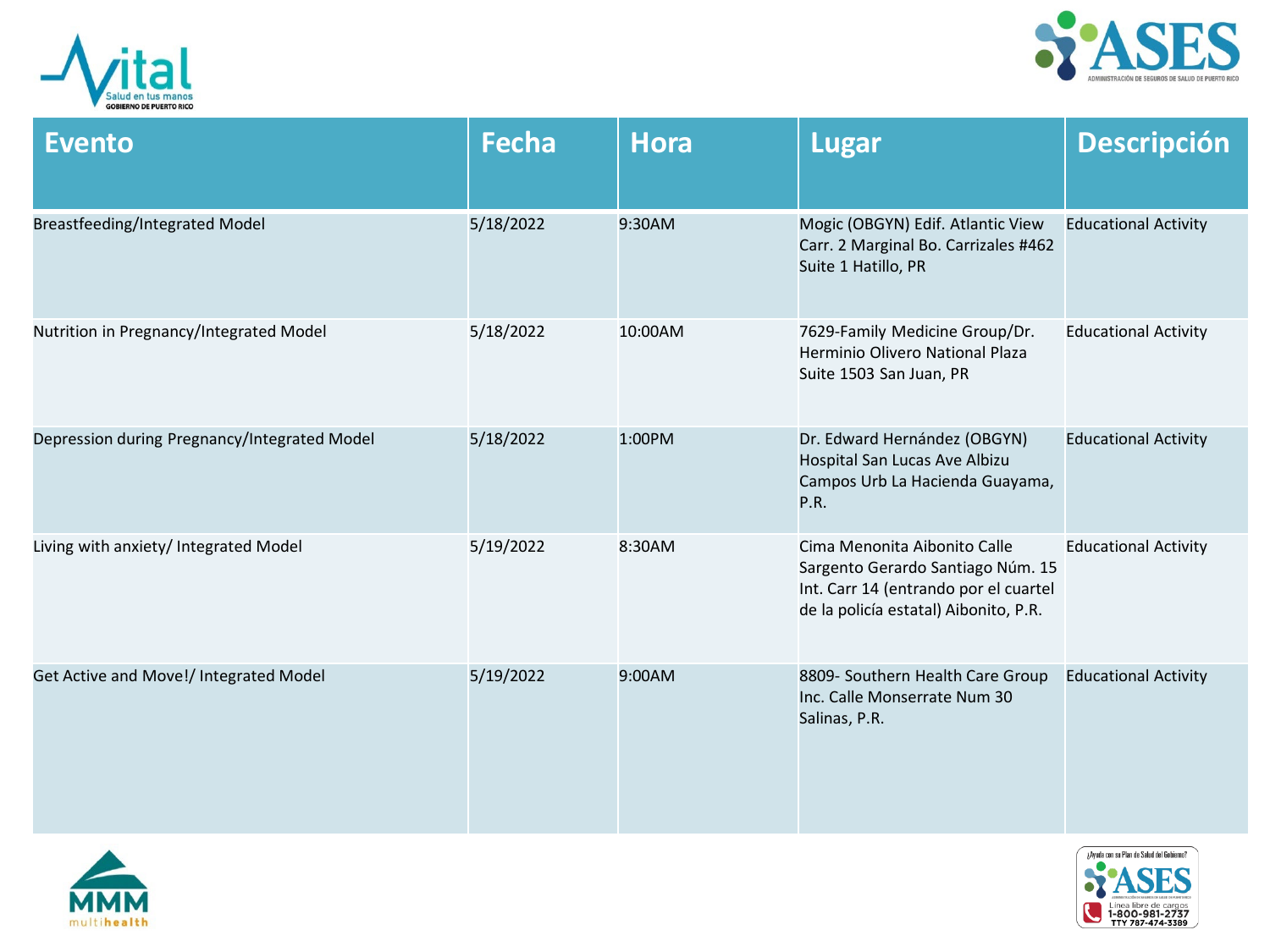| Evento | Fecha | Hora | Lugar | Descripción |
| --- | --- | --- | --- | --- |
| Breastfeeding/Integrated Model | 5/18/2022 | 9:30AM | Mogic (OBGYN) Edif. Atlantic View Carr. 2 Marginal Bo. Carrizales #462 Suite 1 Hatillo, PR | Educational Activity |
| Nutrition in Pregnancy/Integrated Model | 5/18/2022 | 10:00AM | 7629-Family Medicine Group/Dr. Herminio Olivero National Plaza Suite 1503 San Juan, PR | Educational Activity |
| Depression during Pregnancy/Integrated Model | 5/18/2022 | 1:00PM | Dr. Edward Hernández (OBGYN) Hospital San Lucas Ave Albizu Campos Urb La Hacienda Guayama, P.R. | Educational Activity |
| Living with anxiety/ Integrated Model | 5/19/2022 | 8:30AM | Cima Menonita Aibonito Calle Sargento Gerardo Santiago Núm. 15 Int. Carr 14 (entrando por el cuartel de la policía estatal) Aibonito, P.R. | Educational Activity |
| Get Active and Move!/ Integrated Model | 5/19/2022 | 9:00AM | 8809- Southern Health Care Group Inc. Calle Monserrate Num 30 Salinas, P.R. | Educational Activity |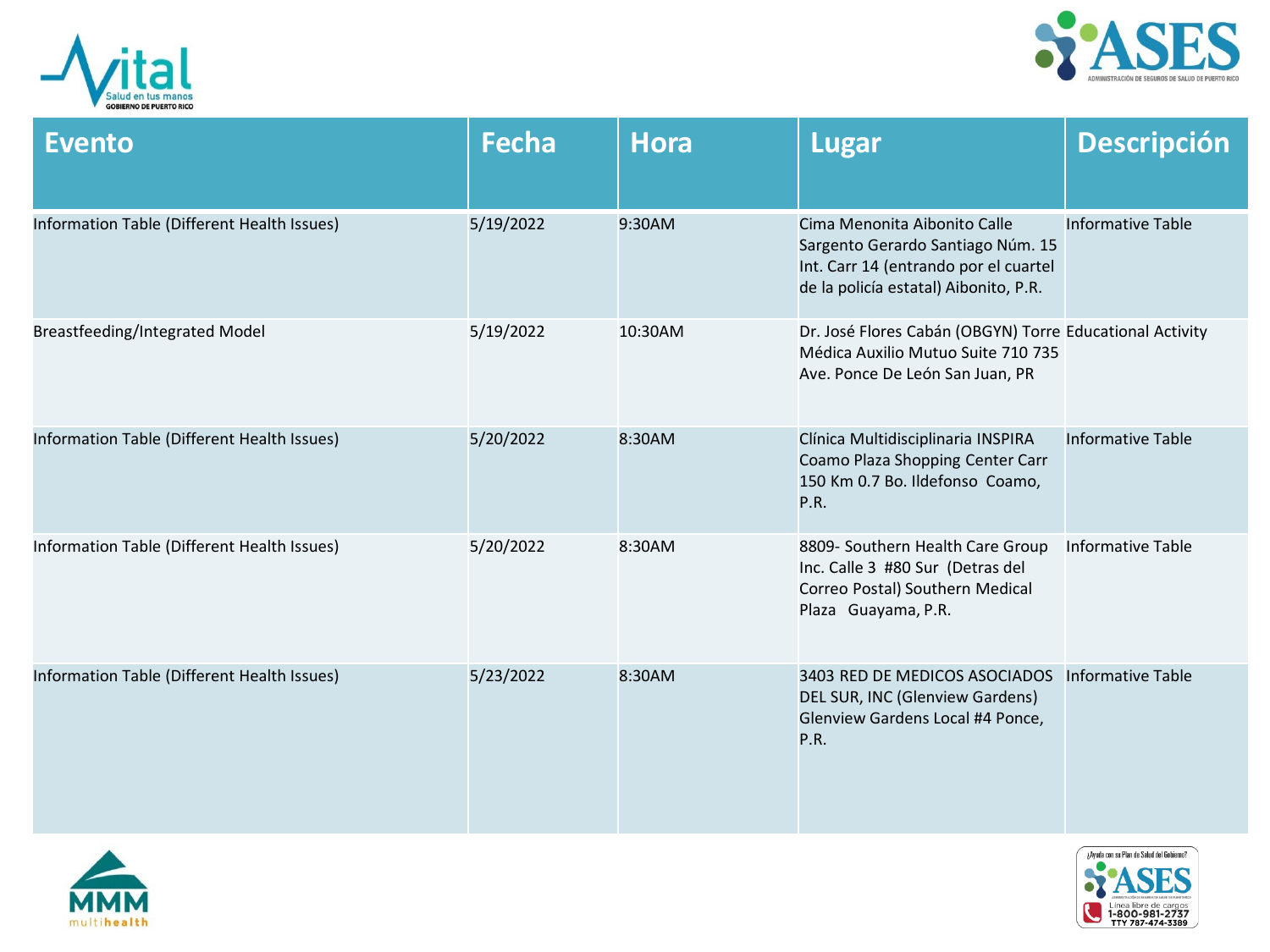| Evento | Fecha | Hora | Lugar | Descripción |
|---|---|---|---|---|
| Information Table (Different Health Issues) | 5/19/2022 | 9:30AM | Cima Menonita Aibonito Calle Sargento Gerardo Santiago Núm. 15 Int. Carr 14 (entrando por el cuartel de la policía estatal) Aibonito, P.R. | Informative Table |
| Breastfeeding/Integrated Model | 5/19/2022 | 10:30AM | Dr. José Flores Cabán (OBGYN) Torre Médica Auxilio Mutuo Suite 710 735 Ave. Ponce De León San Juan, PR | Educational Activity |
| Information Table (Different Health Issues) | 5/20/2022 | 8:30AM | Clínica Multidisciplinaria INSPIRA Coamo Plaza Shopping Center Carr 150 Km 0.7 Bo. Ildefonso Coamo, P.R. | Informative Table |
| Information Table (Different Health Issues) | 5/20/2022 | 8:30AM | 8809- Southern Health Care Group Inc. Calle 3 #80 Sur (Detras del Correo Postal) Southern Medical Plaza Guayama, P.R. | Informative Table |
| Information Table (Different Health Issues) | 5/23/2022 | 8:30AM | 3403 RED DE MEDICOS ASOCIADOS DEL SUR, INC (Glenview Gardens) Glenview Gardens Local #4 Ponce, P.R. | Informative Table |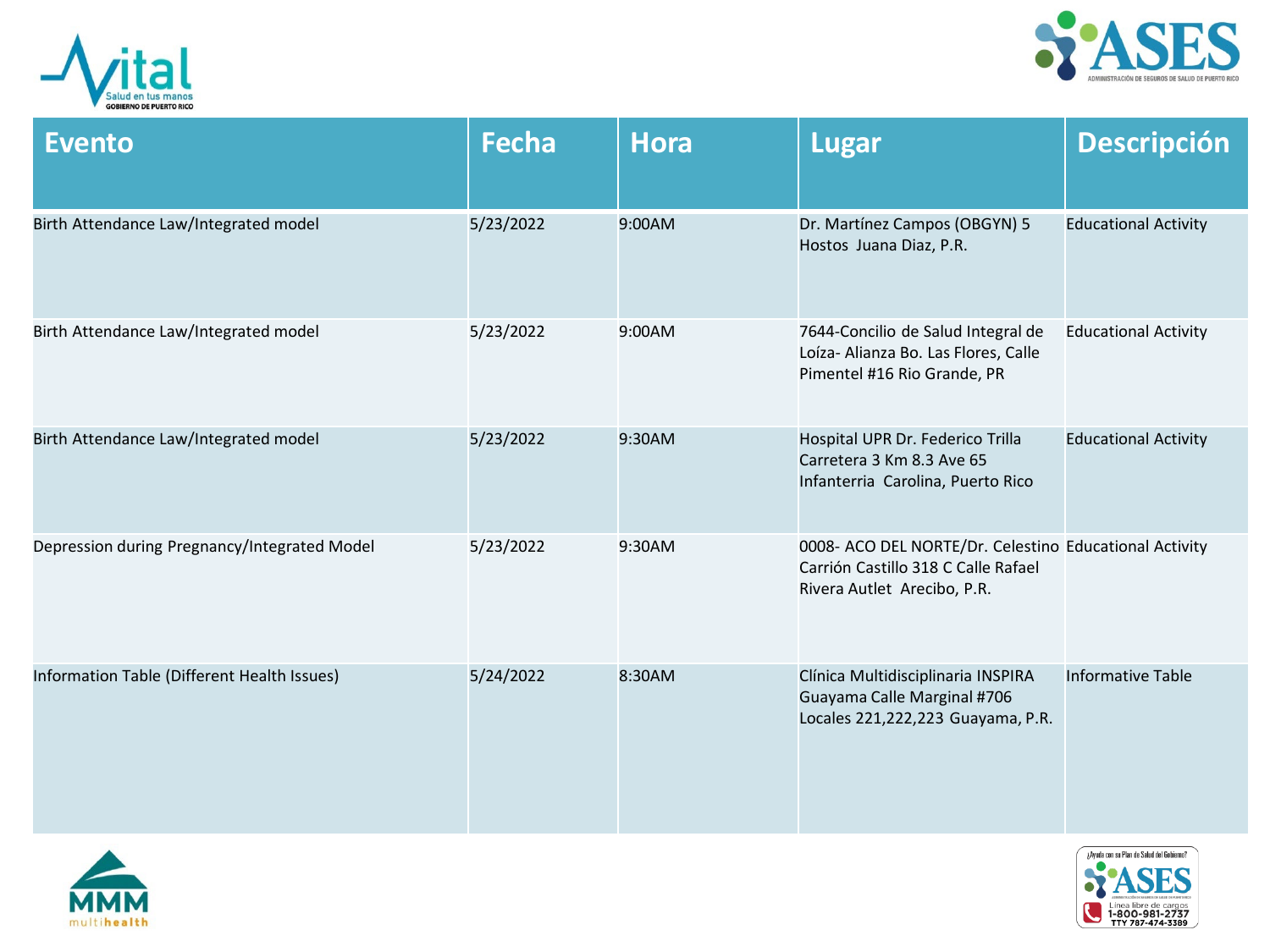| Evento | Fecha | Hora | Lugar | Descripción |
| --- | --- | --- | --- | --- |
| Birth Attendance Law/Integrated model | 5/23/2022 | 9:00AM | Dr. Martínez Campos (OBGYN) 5 Hostos Juana Diaz, P.R. | Educational Activity |
| Birth Attendance Law/Integrated model | 5/23/2022 | 9:00AM | 7644-Concilio de Salud Integral de Loíza- Alianza Bo. Las Flores, Calle Pimentel #16 Rio Grande, PR | Educational Activity |
| Birth Attendance Law/Integrated model | 5/23/2022 | 9:30AM | Hospital UPR Dr. Federico Trilla Carretera 3 Km 8.3 Ave 65 Infanterria Carolina, Puerto Rico | Educational Activity |
| Depression during Pregnancy/Integrated Model | 5/23/2022 | 9:30AM | 0008- ACO DEL NORTE/Dr. Celestino Carrión Castillo 318 C Calle Rafael Rivera Autlet Arecibo, P.R. | Educational Activity |
| Information Table (Different Health Issues) | 5/24/2022 | 8:30AM | Clínica Multidisciplinaria INSPIRA Guayama Calle Marginal #706 Locales 221,222,223 Guayama, P.R. | Informative Table |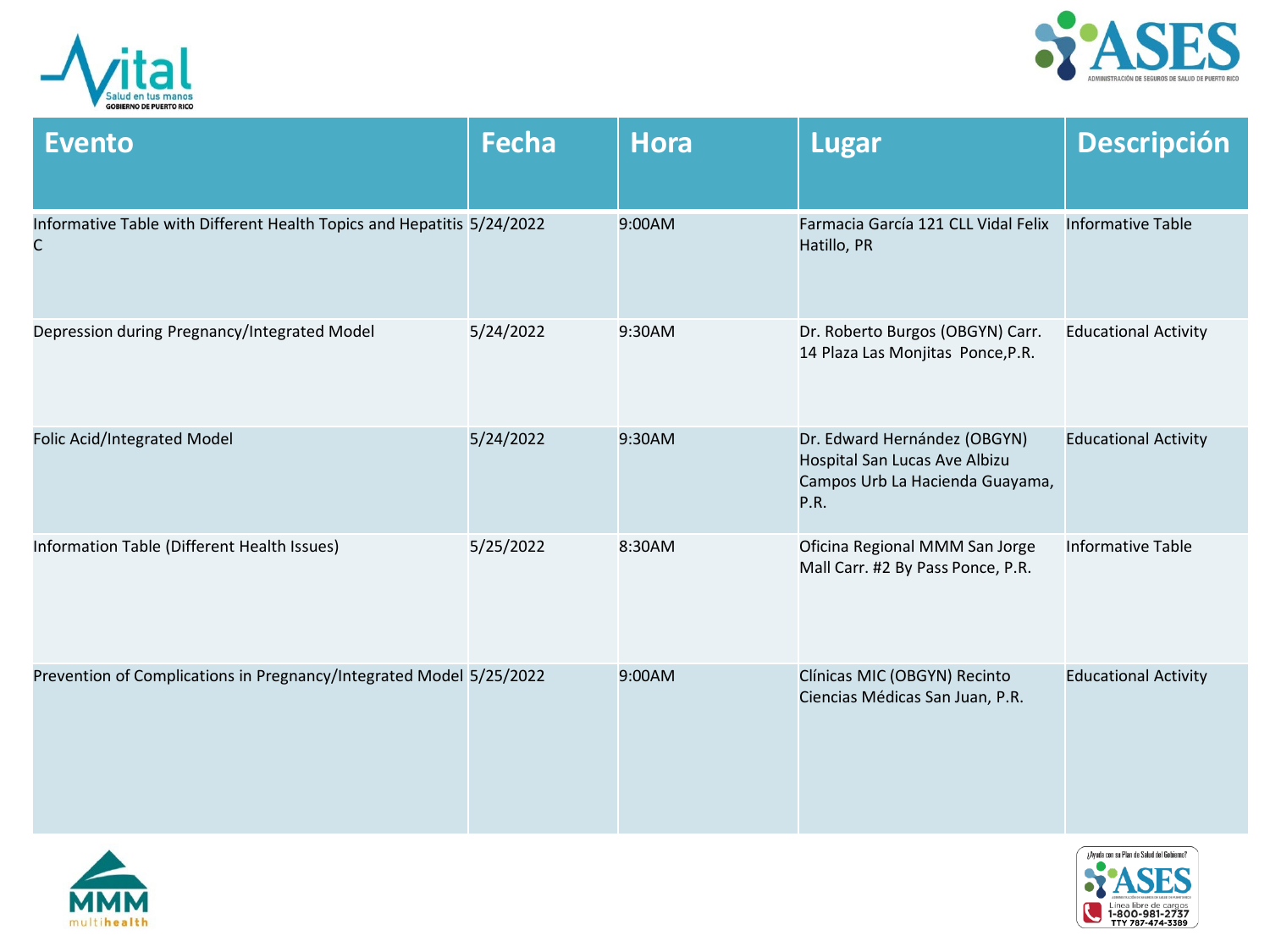| Evento | Fecha | Hora | Lugar | Descripción |
| --- | --- | --- | --- | --- |
| Informative Table with Different Health Topics and Hepatitis C | 5/24/2022 | 9:00AM | Farmacia García 121 CLL Vidal Felix Hatillo, PR | Informative Table |
| Depression during Pregnancy/Integrated Model | 5/24/2022 | 9:30AM | Dr. Roberto Burgos (OBGYN) Carr. 14 Plaza Las Monjitas Ponce,P.R. | Educational Activity |
| Folic Acid/Integrated Model | 5/24/2022 | 9:30AM | Dr. Edward Hernández (OBGYN) Hospital San Lucas Ave Albizu Campos Urb La Hacienda Guayama, P.R. | Educational Activity |
| Information Table (Different Health Issues) | 5/25/2022 | 8:30AM | Oficina Regional MMM San Jorge Mall Carr. #2 By Pass Ponce, P.R. | Informative Table |
| Prevention of Complications in Pregnancy/Integrated Model | 5/25/2022 | 9:00AM | Clínicas MIC (OBGYN) Recinto Ciencias Médicas San Juan, P.R. | Educational Activity |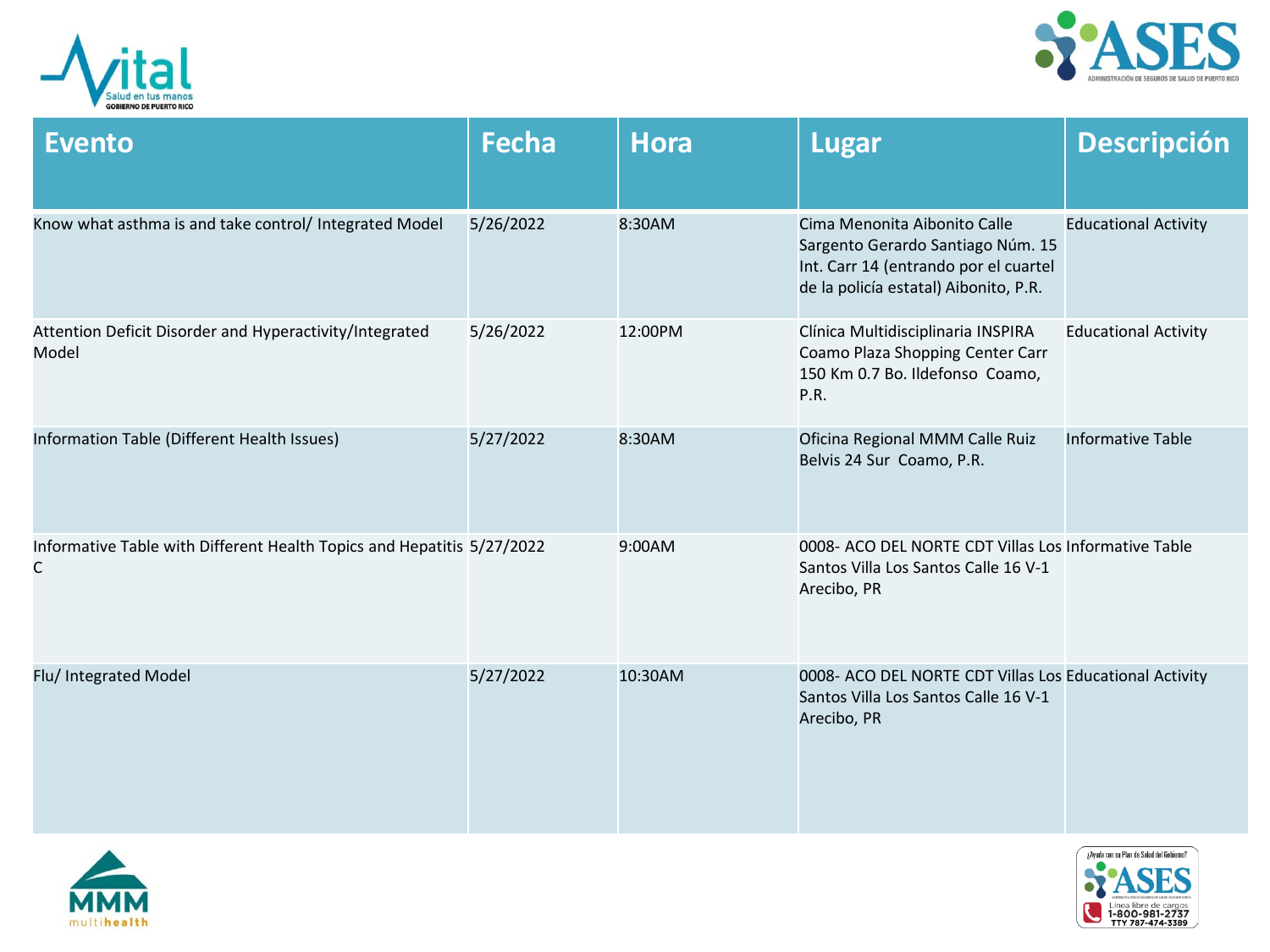| Evento | Fecha | Hora | Lugar | Descripción |
| --- | --- | --- | --- | --- |
| Know what asthma is and take control/ Integrated Model | 5/26/2022 | 8:30AM | Cima Menonita Aibonito Calle Sargento Gerardo Santiago Núm. 15 Int. Carr 14 (entrando por el cuartel de la policía estatal) Aibonito, P.R. | Educational Activity |
| Attention Deficit Disorder and Hyperactivity/Integrated Model | 5/26/2022 | 12:00PM | Clínica Multidisciplinaria INSPIRA Coamo Plaza Shopping Center Carr 150 Km 0.7 Bo. Ildefonso Coamo, P.R. | Educational Activity |
| Information Table (Different Health Issues) | 5/27/2022 | 8:30AM | Oficina Regional MMM Calle Ruiz Belvis 24 Sur Coamo, P.R. | Informative Table |
| Informative Table with Different Health Topics and Hepatitis C | 5/27/2022 | 9:00AM | 0008- ACO DEL NORTE CDT Villas Los Santos Villa Los Santos Calle 16 V-1 Arecibo, PR | Informative Table |
| Flu/ Integrated Model | 5/27/2022 | 10:30AM | 0008- ACO DEL NORTE CDT Villas Los Santos Villa Los Santos Calle 16 V-1 Arecibo, PR | Educational Activity |

¿Ayuda con su Plan de Salud del Gobierno? ASES Línea libre de cargos 1-800-981-2737 TTY 787-474-3389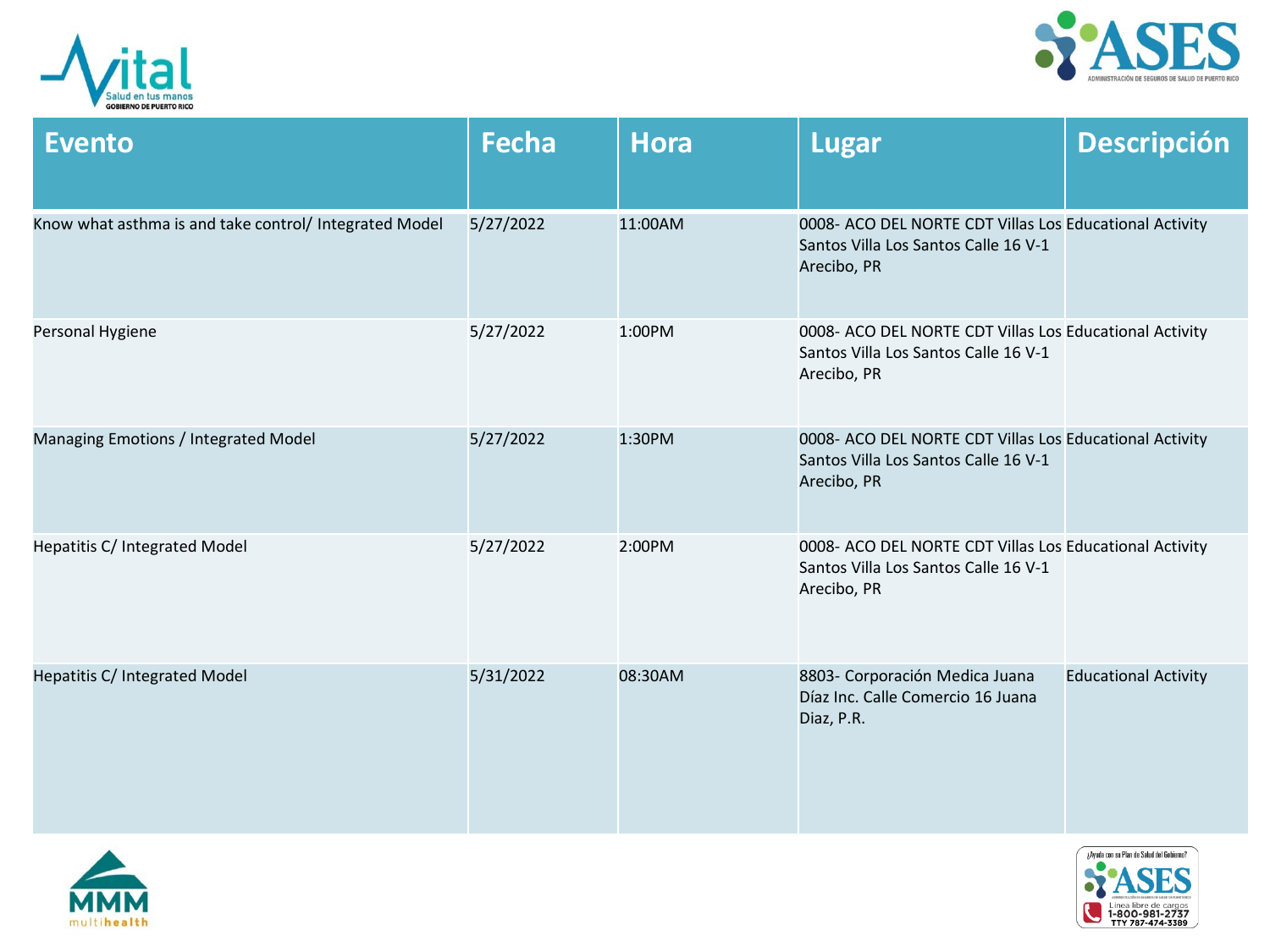| Evento | Fecha | Hora | Lugar | Descripción |
|---|---|---|---|---|
| Know what asthma is and take control/ Integrated Model | 5/27/2022 | 11:00AM | 0008- ACO DEL NORTE CDT Villas Los Santos Villa Los Santos Calle 16 V-1 Arecibo, PR | Educational Activity |
| Personal Hygiene | 5/27/2022 | 1:00PM | 0008- ACO DEL NORTE CDT Villas Los Santos Villa Los Santos Calle 16 V-1 Arecibo, PR | Educational Activity |
| Managing Emotions / Integrated Model | 5/27/2022 | 1:30PM | 0008- ACO DEL NORTE CDT Villas Los Santos Villa Los Santos Calle 16 V-1 Arecibo, PR | Educational Activity |
| Hepatitis C/ Integrated Model | 5/27/2022 | 2:00PM | 0008- ACO DEL NORTE CDT Villas Los Santos Villa Los Santos Calle 16 V-1 Arecibo, PR | Educational Activity |
| Hepatitis C/ Integrated Model | 5/31/2022 | 08:30AM | 8803- Corporación Medica Juana Díaz Inc. Calle Comercio 16 Juana Diaz, P.R. | Educational Activity |

¿Ayuda con su Plan de Salud del Gobierno?

Línea libre de cargos 1-800-981-2737

TTY 787-474-3389